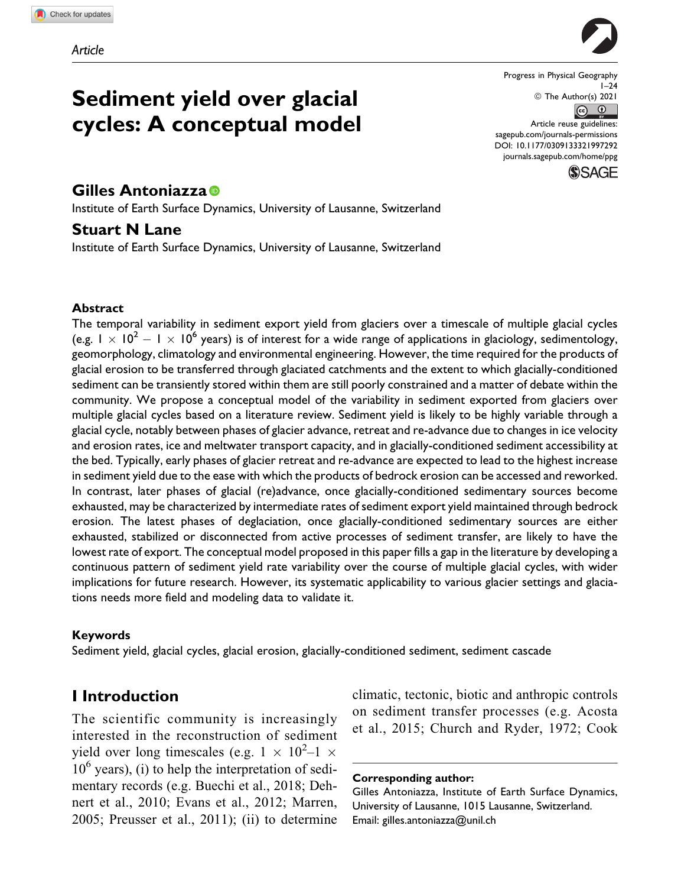Article

# Sediment yield over glacial cycles: A conceptual model

**Gilles Antoniazza**
Institute of Earth Surface Dynamics, University of Lausanne, Switzerland

**Stuart N Lane**
Institute of Earth Surface Dynamics, University of Lausanne, Switzerland

Progress in Physical Geography
1–24
© The Author(s) 2021
Article reuse guidelines:
sagepub.com/journals-permissions
DOI: 10.1177/0309133321997292
journals.sagepub.com/home/ppg

## Abstract

The temporal variability in sediment export yield from glaciers over a timescale of multiple glacial cycles (e.g. $1 \times 10^2 - 1 \times 10^6$ years) is of interest for a wide range of applications in glaciology, sedimentology, geomorphology, climatology and environmental engineering. However, the time required for the products of glacial erosion to be transferred through glaciated catchments and the extent to which glacially-conditioned sediment can be transiently stored within them are still poorly constrained and a matter of debate within the community. We propose a conceptual model of the variability in sediment exported from glaciers over multiple glacial cycles based on a literature review. Sediment yield is likely to be highly variable through a glacial cycle, notably between phases of glacier advance, retreat and re-advance due to changes in ice velocity and erosion rates, ice and meltwater transport capacity, and in glacially-conditioned sediment accessibility at the bed. Typically, early phases of glacier retreat and re-advance are expected to lead to the highest increase in sediment yield due to the ease with which the products of bedrock erosion can be accessed and reworked. In contrast, later phases of glacial (re)advance, once glacially-conditioned sedimentary sources become exhausted, may be characterized by intermediate rates of sediment export yield maintained through bedrock erosion. The latest phases of deglaciation, once glacially-conditioned sedimentary sources are either exhausted, stabilized or disconnected from active processes of sediment transfer, are likely to have the lowest rate of export. The conceptual model proposed in this paper fills a gap in the literature by developing a continuous pattern of sediment yield rate variability over the course of multiple glacial cycles, with wider implications for future research. However, its systematic applicability to various glacier settings and glaciations needs more field and modeling data to validate it.

### Keywords

Sediment yield, glacial cycles, glacial erosion, glacially-conditioned sediment, sediment cascade

## I Introduction

The scientific community is increasingly interested in the reconstruction of sediment yield over long timescales (e.g. $1 \times 10^2$–$1 \times 10^6$ years), (i) to help the interpretation of sedimentary records (e.g. Buechi et al., 2018; Dehnert et al., 2010; Evans et al., 2012; Marren, 2005; Preusser et al., 2011); (ii) to determine climatic, tectonic, biotic and anthropic controls on sediment transfer processes (e.g. Acosta et al., 2015; Church and Ryder, 1972; Cook

**Corresponding author:**
Gilles Antoniazza, Institute of Earth Surface Dynamics, University of Lausanne, 1015 Lausanne, Switzerland.
Email: gilles.antoniazza@unil.ch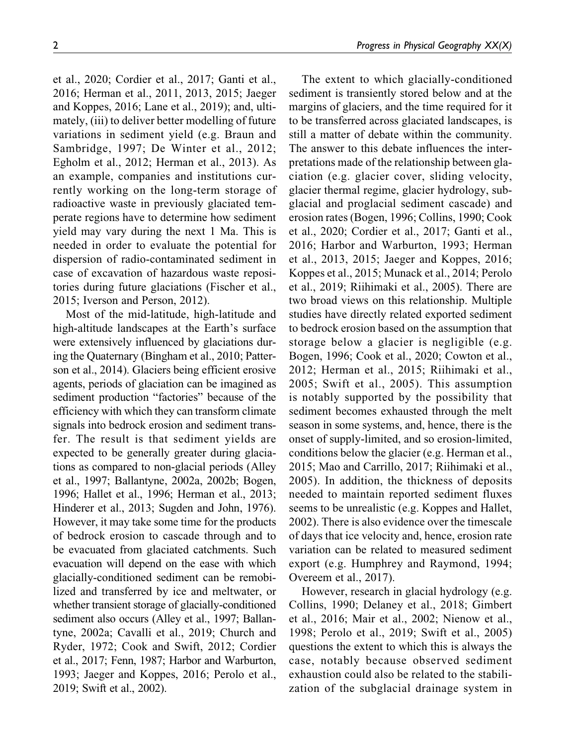et al., 2020; Cordier et al., 2017; Ganti et al., 2016; Herman et al., 2011, 2013, 2015; Jaeger and Koppes, 2016; Lane et al., 2019); and, ultimately, (iii) to deliver better modelling of future variations in sediment yield (e.g. Braun and Sambridge, 1997; De Winter et al., 2012; Egholm et al., 2012; Herman et al., 2013). As an example, companies and institutions currently working on the long-term storage of radioactive waste in previously glaciated temperate regions have to determine how sediment yield may vary during the next 1 Ma. This is needed in order to evaluate the potential for dispersion of radio-contaminated sediment in case of excavation of hazardous waste repositories during future glaciations (Fischer et al., 2015; Iverson and Person, 2012).

Most of the mid-latitude, high-latitude and high-altitude landscapes at the Earth's surface were extensively influenced by glaciations during the Quaternary (Bingham et al., 2010; Patterson et al., 2014). Glaciers being efficient erosive agents, periods of glaciation can be imagined as sediment production "factories" because of the efficiency with which they can transform climate signals into bedrock erosion and sediment transfer. The result is that sediment yields are expected to be generally greater during glaciations as compared to non-glacial periods (Alley et al., 1997; Ballantyne, 2002a, 2002b; Bogen, 1996; Hallet et al., 1996; Herman et al., 2013; Hinderer et al., 2013; Sugden and John, 1976). However, it may take some time for the products of bedrock erosion to cascade through and to be evacuated from glaciated catchments. Such evacuation will depend on the ease with which glacially-conditioned sediment can be remobilized and transferred by ice and meltwater, or whether transient storage of glacially-conditioned sediment also occurs (Alley et al., 1997; Ballantyne, 2002a; Cavalli et al., 2019; Church and Ryder, 1972; Cook and Swift, 2012; Cordier et al., 2017; Fenn, 1987; Harbor and Warburton, 1993; Jaeger and Koppes, 2016; Perolo et al., 2019; Swift et al., 2002).

The extent to which glacially-conditioned sediment is transiently stored below and at the margins of glaciers, and the time required for it to be transferred across glaciated landscapes, is still a matter of debate within the community. The answer to this debate influences the interpretations made of the relationship between glaciation (e.g. glacier cover, sliding velocity, glacier thermal regime, glacier hydrology, subglacial and proglacial sediment cascade) and erosion rates (Bogen, 1996; Collins, 1990; Cook et al., 2020; Cordier et al., 2017; Ganti et al., 2016; Harbor and Warburton, 1993; Herman et al., 2013, 2015; Jaeger and Koppes, 2016; Koppes et al., 2015; Munack et al., 2014; Perolo et al., 2019; Riihimaki et al., 2005). There are two broad views on this relationship. Multiple studies have directly related exported sediment to bedrock erosion based on the assumption that storage below a glacier is negligible (e.g. Bogen, 1996; Cook et al., 2020; Cowton et al., 2012; Herman et al., 2015; Riihimaki et al., 2005; Swift et al., 2005). This assumption is notably supported by the possibility that sediment becomes exhausted through the melt season in some systems, and, hence, there is the onset of supply-limited, and so erosion-limited, conditions below the glacier (e.g. Herman et al., 2015; Mao and Carrillo, 2017; Riihimaki et al., 2005). In addition, the thickness of deposits needed to maintain reported sediment fluxes seems to be unrealistic (e.g. Koppes and Hallet, 2002). There is also evidence over the timescale of days that ice velocity and, hence, erosion rate variation can be related to measured sediment export (e.g. Humphrey and Raymond, 1994; Overeem et al., 2017).

However, research in glacial hydrology (e.g. Collins, 1990; Delaney et al., 2018; Gimbert et al., 2016; Mair et al., 2002; Nienow et al., 1998; Perolo et al., 2019; Swift et al., 2005) questions the extent to which this is always the case, notably because observed sediment exhaustion could also be related to the stabilization of the subglacial drainage system in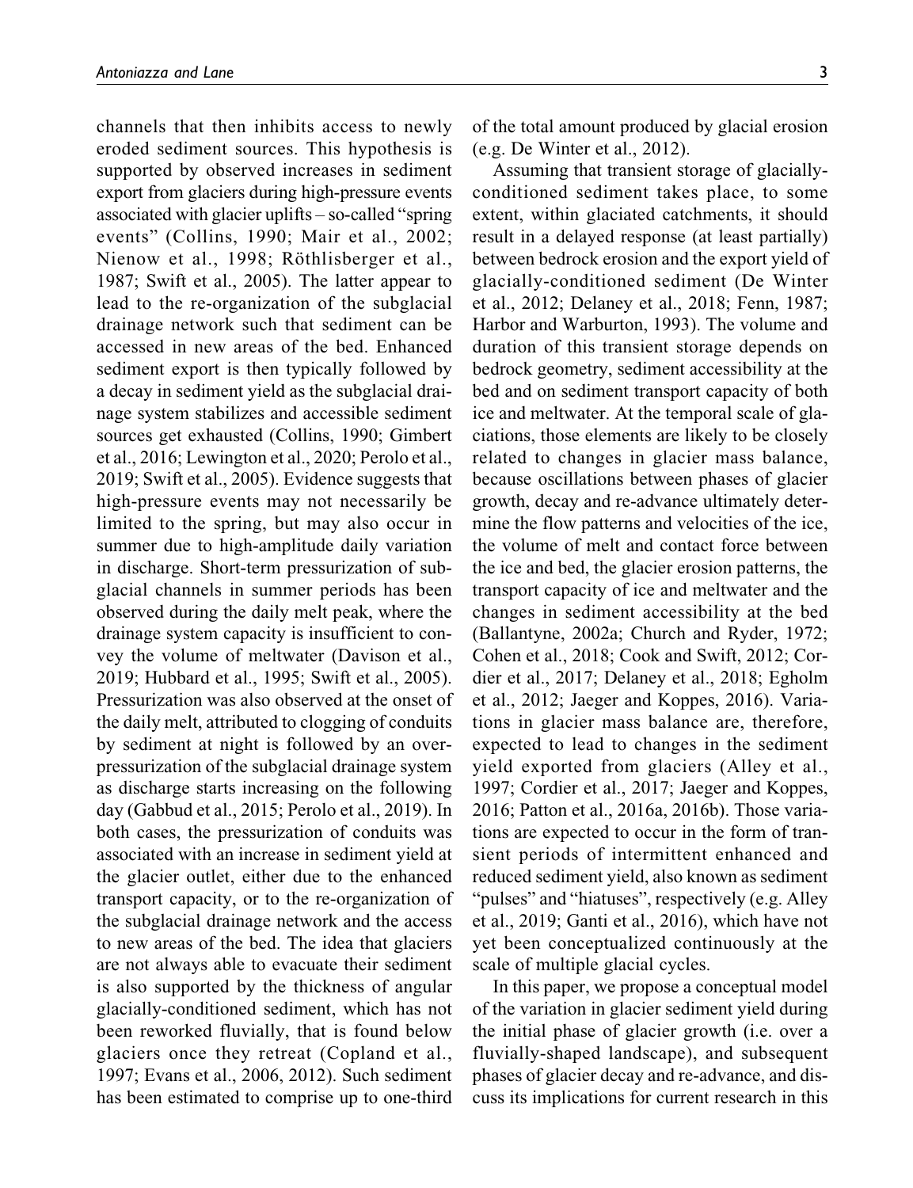channels that then inhibits access to newly eroded sediment sources. This hypothesis is supported by observed increases in sediment export from glaciers during high-pressure events associated with glacier uplifts – so-called "spring events" (Collins, 1990; Mair et al., 2002; Nienow et al., 1998; Röthlisberger et al., 1987; Swift et al., 2005). The latter appear to lead to the re-organization of the subglacial drainage network such that sediment can be accessed in new areas of the bed. Enhanced sediment export is then typically followed by a decay in sediment yield as the subglacial drainage system stabilizes and accessible sediment sources get exhausted (Collins, 1990; Gimbert et al., 2016; Lewington et al., 2020; Perolo et al., 2019; Swift et al., 2005). Evidence suggests that high-pressure events may not necessarily be limited to the spring, but may also occur in summer due to high-amplitude daily variation in discharge. Short-term pressurization of subglacial channels in summer periods has been observed during the daily melt peak, where the drainage system capacity is insufficient to convey the volume of meltwater (Davison et al., 2019; Hubbard et al., 1995; Swift et al., 2005). Pressurization was also observed at the onset of the daily melt, attributed to clogging of conduits by sediment at night is followed by an over-pressurization of the subglacial drainage system as discharge starts increasing on the following day (Gabbud et al., 2015; Perolo et al., 2019). In both cases, the pressurization of conduits was associated with an increase in sediment yield at the glacier outlet, either due to the enhanced transport capacity, or to the re-organization of the subglacial drainage network and the access to new areas of the bed. The idea that glaciers are not always able to evacuate their sediment is also supported by the thickness of angular glacially-conditioned sediment, which has not been reworked fluvially, that is found below glaciers once they retreat (Copland et al., 1997; Evans et al., 2006, 2012). Such sediment has been estimated to comprise up to one-third of the total amount produced by glacial erosion (e.g. De Winter et al., 2012).

Assuming that transient storage of glacially-conditioned sediment takes place, to some extent, within glaciated catchments, it should result in a delayed response (at least partially) between bedrock erosion and the export yield of glacially-conditioned sediment (De Winter et al., 2012; Delaney et al., 2018; Fenn, 1987; Harbor and Warburton, 1993). The volume and duration of this transient storage depends on bedrock geometry, sediment accessibility at the bed and on sediment transport capacity of both ice and meltwater. At the temporal scale of glaciations, those elements are likely to be closely related to changes in glacier mass balance, because oscillations between phases of glacier growth, decay and re-advance ultimately determine the flow patterns and velocities of the ice, the volume of melt and contact force between the ice and bed, the glacier erosion patterns, the transport capacity of ice and meltwater and the changes in sediment accessibility at the bed (Ballantyne, 2002a; Church and Ryder, 1972; Cohen et al., 2018; Cook and Swift, 2012; Cordier et al., 2017; Delaney et al., 2018; Egholm et al., 2012; Jaeger and Koppes, 2016). Variations in glacier mass balance are, therefore, expected to lead to changes in the sediment yield exported from glaciers (Alley et al., 1997; Cordier et al., 2017; Jaeger and Koppes, 2016; Patton et al., 2016a, 2016b). Those variations are expected to occur in the form of transient periods of intermittent enhanced and reduced sediment yield, also known as sediment "pulses" and "hiatuses", respectively (e.g. Alley et al., 2019; Ganti et al., 2016), which have not yet been conceptualized continuously at the scale of multiple glacial cycles.

In this paper, we propose a conceptual model of the variation in glacier sediment yield during the initial phase of glacier growth (i.e. over a fluvially-shaped landscape), and subsequent phases of glacier decay and re-advance, and discuss its implications for current research in this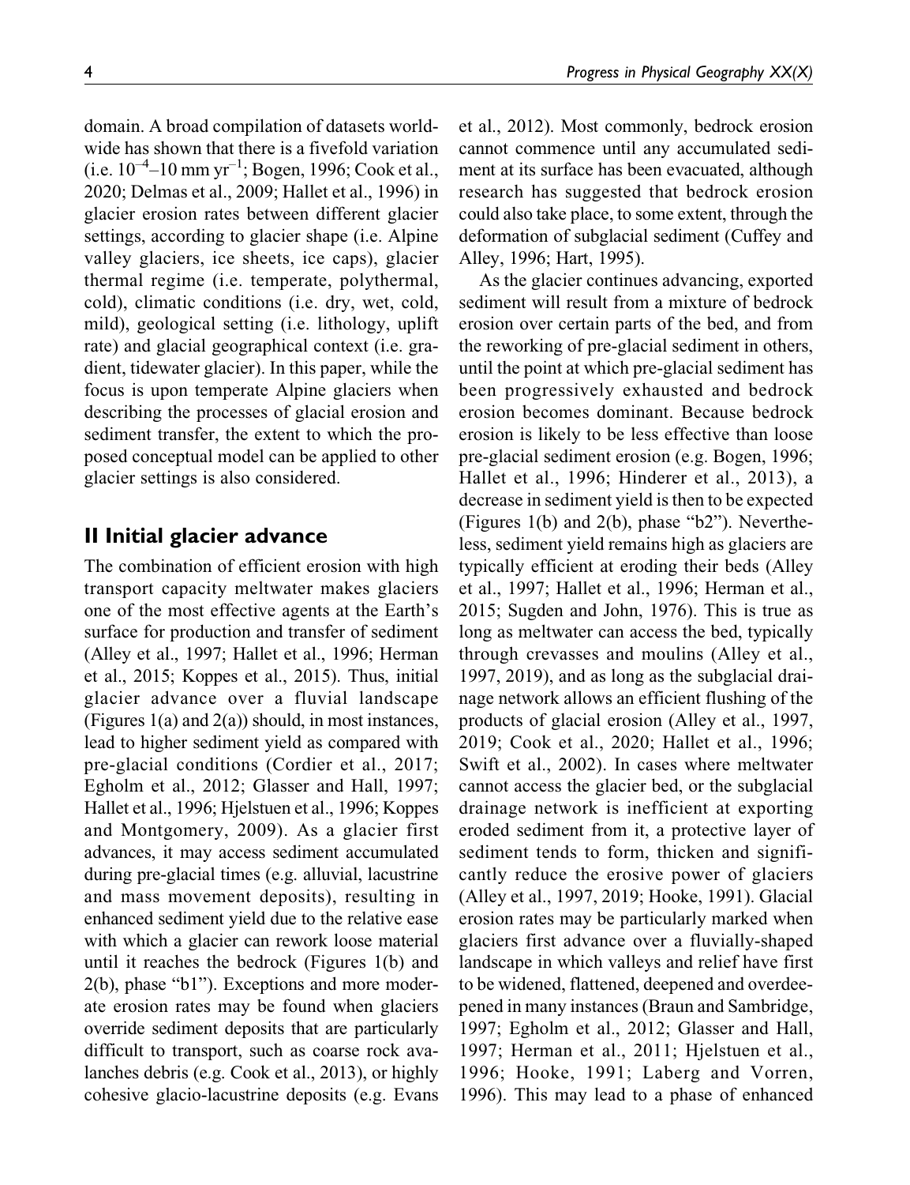domain. A broad compilation of datasets worldwide has shown that there is a fivefold variation (i.e. $10^{-4}$–10 mm yr$^{-1}$; Bogen, 1996; Cook et al., 2020; Delmas et al., 2009; Hallet et al., 1996) in glacier erosion rates between different glacier settings, according to glacier shape (i.e. Alpine valley glaciers, ice sheets, ice caps), glacier thermal regime (i.e. temperate, polythermal, cold), climatic conditions (i.e. dry, wet, cold, mild), geological setting (i.e. lithology, uplift rate) and glacial geographical context (i.e. gradient, tidewater glacier). In this paper, while the focus is upon temperate Alpine glaciers when describing the processes of glacial erosion and sediment transfer, the extent to which the proposed conceptual model can be applied to other glacier settings is also considered.

## II Initial glacier advance

The combination of efficient erosion with high transport capacity meltwater makes glaciers one of the most effective agents at the Earth's surface for production and transfer of sediment (Alley et al., 1997; Hallet et al., 1996; Herman et al., 2015; Koppes et al., 2015). Thus, initial glacier advance over a fluvial landscape (Figures 1(a) and 2(a)) should, in most instances, lead to higher sediment yield as compared with pre-glacial conditions (Cordier et al., 2017; Egholm et al., 2012; Glasser and Hall, 1997; Hallet et al., 1996; Hjelstuen et al., 1996; Koppes and Montgomery, 2009). As a glacier first advances, it may access sediment accumulated during pre-glacial times (e.g. alluvial, lacustrine and mass movement deposits), resulting in enhanced sediment yield due to the relative ease with which a glacier can rework loose material until it reaches the bedrock (Figures 1(b) and 2(b), phase "b1"). Exceptions and more moderate erosion rates may be found when glaciers override sediment deposits that are particularly difficult to transport, such as coarse rock avalanches debris (e.g. Cook et al., 2013), or highly cohesive glacio-lacustrine deposits (e.g. Evans et al., 2012). Most commonly, bedrock erosion cannot commence until any accumulated sediment at its surface has been evacuated, although research has suggested that bedrock erosion could also take place, to some extent, through the deformation of subglacial sediment (Cuffey and Alley, 1996; Hart, 1995).

As the glacier continues advancing, exported sediment will result from a mixture of bedrock erosion over certain parts of the bed, and from the reworking of pre-glacial sediment in others, until the point at which pre-glacial sediment has been progressively exhausted and bedrock erosion becomes dominant. Because bedrock erosion is likely to be less effective than loose pre-glacial sediment erosion (e.g. Bogen, 1996; Hallet et al., 1996; Hinderer et al., 2013), a decrease in sediment yield is then to be expected (Figures 1(b) and 2(b), phase "b2"). Nevertheless, sediment yield remains high as glaciers are typically efficient at eroding their beds (Alley et al., 1997; Hallet et al., 1996; Herman et al., 2015; Sugden and John, 1976). This is true as long as meltwater can access the bed, typically through crevasses and moulins (Alley et al., 1997, 2019), and as long as the subglacial drainage network allows an efficient flushing of the products of glacial erosion (Alley et al., 1997, 2019; Cook et al., 2020; Hallet et al., 1996; Swift et al., 2002). In cases where meltwater cannot access the glacier bed, or the subglacial drainage network is inefficient at exporting eroded sediment from it, a protective layer of sediment tends to form, thicken and significantly reduce the erosive power of glaciers (Alley et al., 1997, 2019; Hooke, 1991). Glacial erosion rates may be particularly marked when glaciers first advance over a fluvially-shaped landscape in which valleys and relief have first to be widened, flattened, deepened and overdeepened in many instances (Braun and Sambridge, 1997; Egholm et al., 2012; Glasser and Hall, 1997; Herman et al., 2011; Hjelstuen et al., 1996; Hooke, 1991; Laberg and Vorren, 1996). This may lead to a phase of enhanced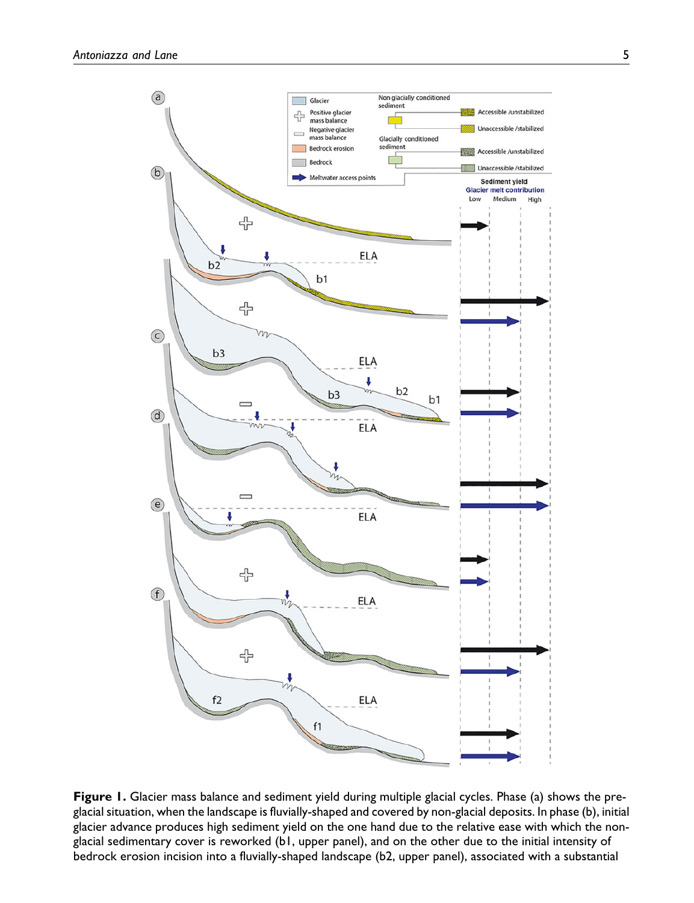**Figure 1.** Glacier mass balance and sediment yield during multiple glacial cycles. Phase (a) shows the pre-glacial situation, when the landscape is fluvially-shaped and covered by non-glacial deposits. In phase (b), initial glacier advance produces high sediment yield on the one hand due to the relative ease with which the non-glacial sedimentary cover is reworked (b1, upper panel), and on the other due to the initial intensity of bedrock erosion incision into a fluvially-shaped landscape (b2, upper panel), associated with a substantial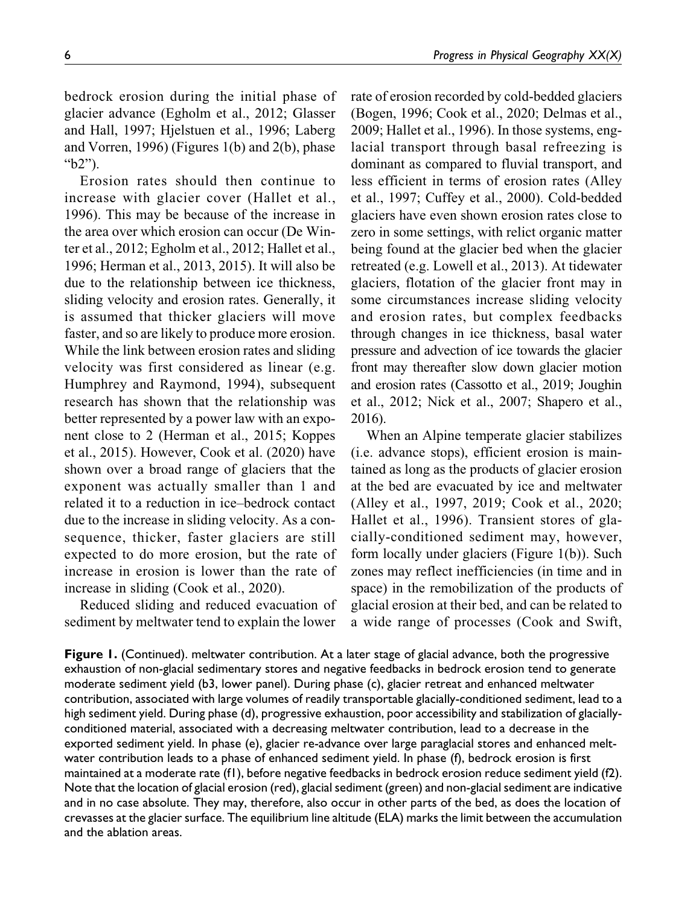bedrock erosion during the initial phase of glacier advance (Egholm et al., 2012; Glasser and Hall, 1997; Hjelstuen et al., 1996; Laberg and Vorren, 1996) (Figures 1(b) and 2(b), phase "b2").

Erosion rates should then continue to increase with glacier cover (Hallet et al., 1996). This may be because of the increase in the area over which erosion can occur (De Winter et al., 2012; Egholm et al., 2012; Hallet et al., 1996; Herman et al., 2013, 2015). It will also be due to the relationship between ice thickness, sliding velocity and erosion rates. Generally, it is assumed that thicker glaciers will move faster, and so are likely to produce more erosion. While the link between erosion rates and sliding velocity was first considered as linear (e.g. Humphrey and Raymond, 1994), subsequent research has shown that the relationship was better represented by a power law with an exponent close to 2 (Herman et al., 2015; Koppes et al., 2015). However, Cook et al. (2020) have shown over a broad range of glaciers that the exponent was actually smaller than 1 and related it to a reduction in ice–bedrock contact due to the increase in sliding velocity. As a consequence, thicker, faster glaciers are still expected to do more erosion, but the rate of increase in erosion is lower than the rate of increase in sliding (Cook et al., 2020).

Reduced sliding and reduced evacuation of sediment by meltwater tend to explain the lower rate of erosion recorded by cold-bedded glaciers (Bogen, 1996; Cook et al., 2020; Delmas et al., 2009; Hallet et al., 1996). In those systems, englacial transport through basal refreezing is dominant as compared to fluvial transport, and less efficient in terms of erosion rates (Alley et al., 1997; Cuffey et al., 2000). Cold-bedded glaciers have even shown erosion rates close to zero in some settings, with relict organic matter being found at the glacier bed when the glacier retreated (e.g. Lowell et al., 2013). At tidewater glaciers, flotation of the glacier front may in some circumstances increase sliding velocity and erosion rates, but complex feedbacks through changes in ice thickness, basal water pressure and advection of ice towards the glacier front may thereafter slow down glacier motion and erosion rates (Cassotto et al., 2019; Joughin et al., 2012; Nick et al., 2007; Shapero et al., 2016).

When an Alpine temperate glacier stabilizes (i.e. advance stops), efficient erosion is maintained as long as the products of glacier erosion at the bed are evacuated by ice and meltwater (Alley et al., 1997, 2019; Cook et al., 2020; Hallet et al., 1996). Transient stores of glacially-conditioned sediment may, however, form locally under glaciers (Figure 1(b)). Such zones may reflect inefficiencies (in time and in space) in the remobilization of the products of glacial erosion at their bed, and can be related to a wide range of processes (Cook and Swift,

**Figure 1.** (Continued). meltwater contribution. At a later stage of glacial advance, both the progressive exhaustion of non-glacial sedimentary stores and negative feedbacks in bedrock erosion tend to generate moderate sediment yield (b3, lower panel). During phase (c), glacier retreat and enhanced meltwater contribution, associated with large volumes of readily transportable glacially-conditioned sediment, lead to a high sediment yield. During phase (d), progressive exhaustion, poor accessibility and stabilization of glacially-conditioned material, associated with a decreasing meltwater contribution, lead to a decrease in the exported sediment yield. In phase (e), glacier re-advance over large paraglacial stores and enhanced meltwater contribution leads to a phase of enhanced sediment yield. In phase (f), bedrock erosion is first maintained at a moderate rate (f1), before negative feedbacks in bedrock erosion reduce sediment yield (f2). Note that the location of glacial erosion (red), glacial sediment (green) and non-glacial sediment are indicative and in no case absolute. They may, therefore, also occur in other parts of the bed, as does the location of crevasses at the glacier surface. The equilibrium line altitude (ELA) marks the limit between the accumulation and the ablation areas.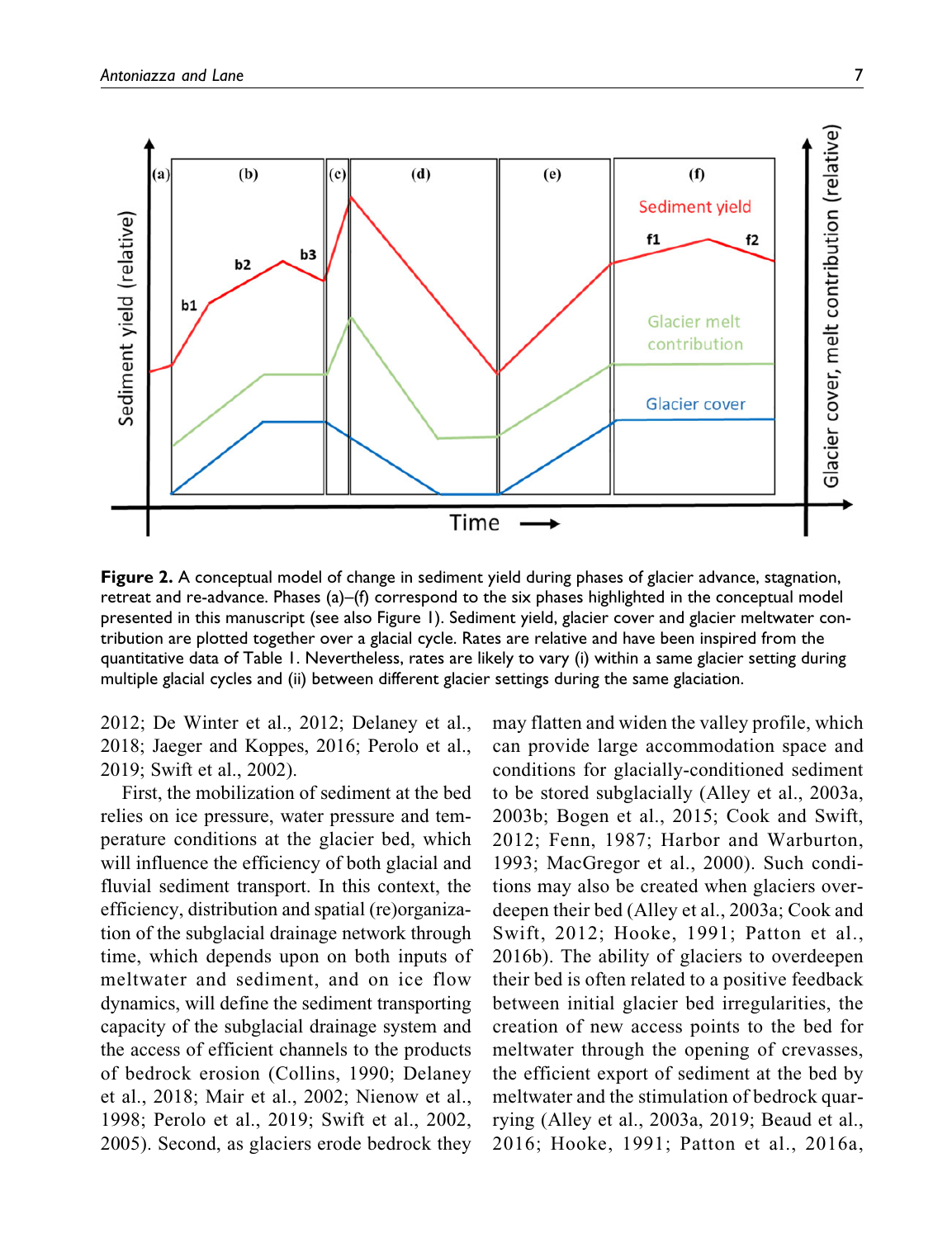**Figure 2.** A conceptual model of change in sediment yield during phases of glacier advance, stagnation, retreat and re-advance. Phases (a)–(f) correspond to the six phases highlighted in the conceptual model presented in this manuscript (see also Figure 1). Sediment yield, glacier cover and glacier meltwater contribution are plotted together over a glacial cycle. Rates are relative and have been inspired from the quantitative data of Table 1. Nevertheless, rates are likely to vary (i) within a same glacier setting during multiple glacial cycles and (ii) between different glacier settings during the same glaciation.

2012; De Winter et al., 2012; Delaney et al., 2018; Jaeger and Koppes, 2016; Perolo et al., 2019; Swift et al., 2002).

First, the mobilization of sediment at the bed relies on ice pressure, water pressure and temperature conditions at the glacier bed, which will influence the efficiency of both glacial and fluvial sediment transport. In this context, the efficiency, distribution and spatial (re)organization of the subglacial drainage network through time, which depends upon on both inputs of meltwater and sediment, and on ice flow dynamics, will define the sediment transporting capacity of the subglacial drainage system and the access of efficient channels to the products of bedrock erosion (Collins, 1990; Delaney et al., 2018; Mair et al., 2002; Nienow et al., 1998; Perolo et al., 2019; Swift et al., 2002, 2005). Second, as glaciers erode bedrock they may flatten and widen the valley profile, which can provide large accommodation space and conditions for glacially-conditioned sediment to be stored subglacially (Alley et al., 2003a, 2003b; Bogen et al., 2015; Cook and Swift, 2012; Fenn, 1987; Harbor and Warburton, 1993; MacGregor et al., 2000). Such conditions may also be created when glaciers overdeepen their bed (Alley et al., 2003a; Cook and Swift, 2012; Hooke, 1991; Patton et al., 2016b). The ability of glaciers to overdeepen their bed is often related to a positive feedback between initial glacier bed irregularities, the creation of new access points to the bed for meltwater through the opening of crevasses, the efficient export of sediment at the bed by meltwater and the stimulation of bedrock quarrying (Alley et al., 2003a, 2019; Beaud et al., 2016; Hooke, 1991; Patton et al., 2016a,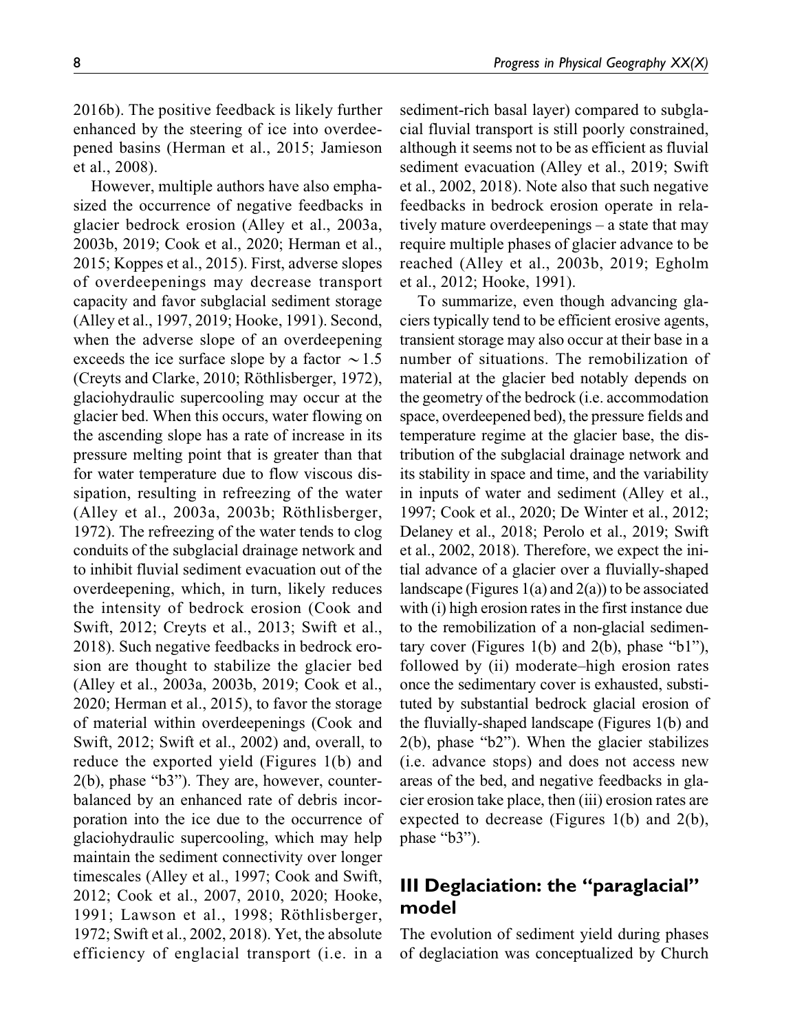2016b). The positive feedback is likely further enhanced by the steering of ice into overdeepened basins (Herman et al., 2015; Jamieson et al., 2008).

However, multiple authors have also emphasized the occurrence of negative feedbacks in glacier bedrock erosion (Alley et al., 2003a, 2003b, 2019; Cook et al., 2020; Herman et al., 2015; Koppes et al., 2015). First, adverse slopes of overdeepenings may decrease transport capacity and favor subglacial sediment storage (Alley et al., 1997, 2019; Hooke, 1991). Second, when the adverse slope of an overdeepening exceeds the ice surface slope by a factor $\sim 1.5$ (Creyts and Clarke, 2010; Röthlisberger, 1972), glaciohydraulic supercooling may occur at the glacier bed. When this occurs, water flowing on the ascending slope has a rate of increase in its pressure melting point that is greater than that for water temperature due to flow viscous dissipation, resulting in refreezing of the water (Alley et al., 2003a, 2003b; Röthlisberger, 1972). The refreezing of the water tends to clog conduits of the subglacial drainage network and to inhibit fluvial sediment evacuation out of the overdeepening, which, in turn, likely reduces the intensity of bedrock erosion (Cook and Swift, 2012; Creyts et al., 2013; Swift et al., 2018). Such negative feedbacks in bedrock erosion are thought to stabilize the glacier bed (Alley et al., 2003a, 2003b, 2019; Cook et al., 2020; Herman et al., 2015), to favor the storage of material within overdeepenings (Cook and Swift, 2012; Swift et al., 2002) and, overall, to reduce the exported yield (Figures 1(b) and 2(b), phase "b3"). They are, however, counterbalanced by an enhanced rate of debris incorporation into the ice due to the occurrence of glaciohydraulic supercooling, which may help maintain the sediment connectivity over longer timescales (Alley et al., 1997; Cook and Swift, 2012; Cook et al., 2007, 2010, 2020; Hooke, 1991; Lawson et al., 1998; Röthlisberger, 1972; Swift et al., 2002, 2018). Yet, the absolute efficiency of englacial transport (i.e. in a sediment-rich basal layer) compared to subglacial fluvial transport is still poorly constrained, although it seems not to be as efficient as fluvial sediment evacuation (Alley et al., 2019; Swift et al., 2002, 2018). Note also that such negative feedbacks in bedrock erosion operate in relatively mature overdeepenings – a state that may require multiple phases of glacier advance to be reached (Alley et al., 2003b, 2019; Egholm et al., 2012; Hooke, 1991).

To summarize, even though advancing glaciers typically tend to be efficient erosive agents, transient storage may also occur at their base in a number of situations. The remobilization of material at the glacier bed notably depends on the geometry of the bedrock (i.e. accommodation space, overdeepened bed), the pressure fields and temperature regime at the glacier base, the distribution of the subglacial drainage network and its stability in space and time, and the variability in inputs of water and sediment (Alley et al., 1997; Cook et al., 2020; De Winter et al., 2012; Delaney et al., 2018; Perolo et al., 2019; Swift et al., 2002, 2018). Therefore, we expect the initial advance of a glacier over a fluvially-shaped landscape (Figures 1(a) and 2(a)) to be associated with (i) high erosion rates in the first instance due to the remobilization of a non-glacial sedimentary cover (Figures 1(b) and 2(b), phase "b1"), followed by (ii) moderate–high erosion rates once the sedimentary cover is exhausted, substituted by substantial bedrock glacial erosion of the fluvially-shaped landscape (Figures 1(b) and 2(b), phase "b2"). When the glacier stabilizes (i.e. advance stops) and does not access new areas of the bed, and negative feedbacks in glacier erosion take place, then (iii) erosion rates are expected to decrease (Figures 1(b) and 2(b), phase "b3").

## III Deglaciation: the "paraglacial" model

The evolution of sediment yield during phases of deglaciation was conceptualized by Church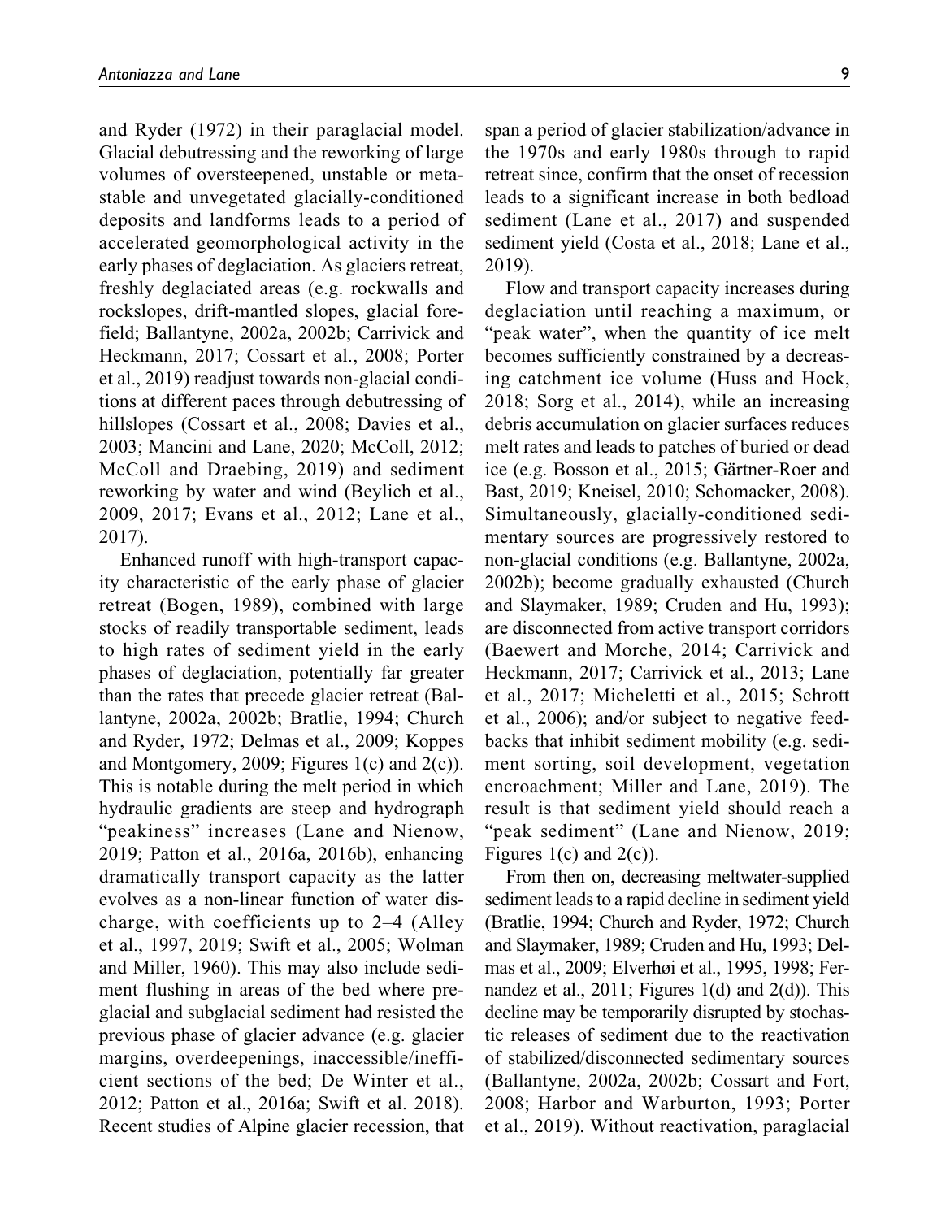and Ryder (1972) in their paraglacial model. Glacial debuttressing and the reworking of large volumes of oversteepened, unstable or metastable and unvegetated glacially-conditioned deposits and landforms leads to a period of accelerated geomorphological activity in the early phases of deglaciation. As glaciers retreat, freshly deglaciated areas (e.g. rockwalls and rockslopes, drift-mantled slopes, glacial forefield; Ballantyne, 2002a, 2002b; Carrivick and Heckmann, 2017; Cossart et al., 2008; Porter et al., 2019) readjust towards non-glacial conditions at different paces through debuttressing of hillslopes (Cossart et al., 2008; Davies et al., 2003; Mancini and Lane, 2020; McColl, 2012; McColl and Draebing, 2019) and sediment reworking by water and wind (Beylich et al., 2009, 2017; Evans et al., 2012; Lane et al., 2017).

Enhanced runoff with high-transport capacity characteristic of the early phase of glacier retreat (Bogen, 1989), combined with large stocks of readily transportable sediment, leads to high rates of sediment yield in the early phases of deglaciation, potentially far greater than the rates that precede glacier retreat (Ballantyne, 2002a, 2002b; Bratlie, 1994; Church and Ryder, 1972; Delmas et al., 2009; Koppes and Montgomery, 2009; Figures 1(c) and 2(c)). This is notable during the melt period in which hydraulic gradients are steep and hydrograph "peakiness" increases (Lane and Nienow, 2019; Patton et al., 2016a, 2016b), enhancing dramatically transport capacity as the latter evolves as a non-linear function of water discharge, with coefficients up to 2–4 (Alley et al., 1997, 2019; Swift et al., 2005; Wolman and Miller, 1960). This may also include sediment flushing in areas of the bed where preglacial and subglacial sediment had resisted the previous phase of glacier advance (e.g. glacier margins, overdeepenings, inaccessible/inefficient sections of the bed; De Winter et al., 2012; Patton et al., 2016a; Swift et al. 2018). Recent studies of Alpine glacier recession, that span a period of glacier stabilization/advance in the 1970s and early 1980s through to rapid retreat since, confirm that the onset of recession leads to a significant increase in both bedload sediment (Lane et al., 2017) and suspended sediment yield (Costa et al., 2018; Lane et al., 2019).

Flow and transport capacity increases during deglaciation until reaching a maximum, or "peak water", when the quantity of ice melt becomes sufficiently constrained by a decreasing catchment ice volume (Huss and Hock, 2018; Sorg et al., 2014), while an increasing debris accumulation on glacier surfaces reduces melt rates and leads to patches of buried or dead ice (e.g. Bosson et al., 2015; Gärtner-Roer and Bast, 2019; Kneisel, 2010; Schomacker, 2008). Simultaneously, glacially-conditioned sedimentary sources are progressively restored to non-glacial conditions (e.g. Ballantyne, 2002a, 2002b); become gradually exhausted (Church and Slaymaker, 1989; Cruden and Hu, 1993); are disconnected from active transport corridors (Baewert and Morche, 2014; Carrivick and Heckmann, 2017; Carrivick et al., 2013; Lane et al., 2017; Micheletti et al., 2015; Schrott et al., 2006); and/or subject to negative feedbacks that inhibit sediment mobility (e.g. sediment sorting, soil development, vegetation encroachment; Miller and Lane, 2019). The result is that sediment yield should reach a "peak sediment" (Lane and Nienow, 2019; Figures 1(c) and 2(c)).

From then on, decreasing meltwater-supplied sediment leads to a rapid decline in sediment yield (Bratlie, 1994; Church and Ryder, 1972; Church and Slaymaker, 1989; Cruden and Hu, 1993; Delmas et al., 2009; Elverhøi et al., 1995, 1998; Fernandez et al., 2011; Figures 1(d) and 2(d)). This decline may be temporarily disrupted by stochastic releases of sediment due to the reactivation of stabilized/disconnected sedimentary sources (Ballantyne, 2002a, 2002b; Cossart and Fort, 2008; Harbor and Warburton, 1993; Porter et al., 2019). Without reactivation, paraglacial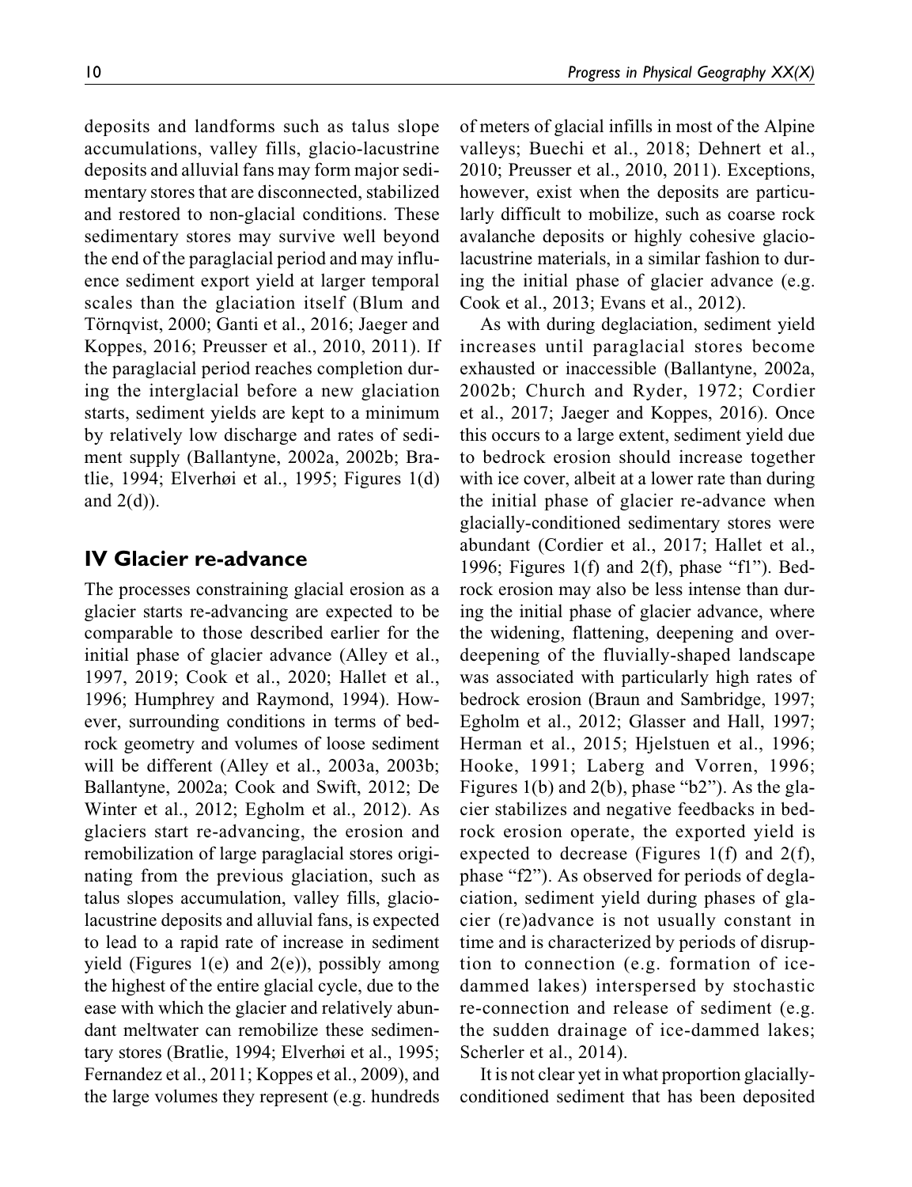deposits and landforms such as talus slope accumulations, valley fills, glacio-lacustrine deposits and alluvial fans may form major sedimentary stores that are disconnected, stabilized and restored to non-glacial conditions. These sedimentary stores may survive well beyond the end of the paraglacial period and may influence sediment export yield at larger temporal scales than the glaciation itself (Blum and Törnqvist, 2000; Ganti et al., 2016; Jaeger and Koppes, 2016; Preusser et al., 2010, 2011). If the paraglacial period reaches completion during the interglacial before a new glaciation starts, sediment yields are kept to a minimum by relatively low discharge and rates of sediment supply (Ballantyne, 2002a, 2002b; Bratlie, 1994; Elverhøi et al., 1995; Figures 1(d) and 2(d)).

## IV Glacier re-advance

The processes constraining glacial erosion as a glacier starts re-advancing are expected to be comparable to those described earlier for the initial phase of glacier advance (Alley et al., 1997, 2019; Cook et al., 2020; Hallet et al., 1996; Humphrey and Raymond, 1994). However, surrounding conditions in terms of bedrock geometry and volumes of loose sediment will be different (Alley et al., 2003a, 2003b; Ballantyne, 2002a; Cook and Swift, 2012; De Winter et al., 2012; Egholm et al., 2012). As glaciers start re-advancing, the erosion and remobilization of large paraglacial stores originating from the previous glaciation, such as talus slopes accumulation, valley fills, glacio-lacustrine deposits and alluvial fans, is expected to lead to a rapid rate of increase in sediment yield (Figures 1(e) and 2(e)), possibly among the highest of the entire glacial cycle, due to the ease with which the glacier and relatively abundant meltwater can remobilize these sedimentary stores (Bratlie, 1994; Elverhøi et al., 1995; Fernandez et al., 2011; Koppes et al., 2009), and the large volumes they represent (e.g. hundreds of meters of glacial infills in most of the Alpine valleys; Buechi et al., 2018; Dehnert et al., 2010; Preusser et al., 2010, 2011). Exceptions, however, exist when the deposits are particularly difficult to mobilize, such as coarse rock avalanche deposits or highly cohesive glacio-lacustrine materials, in a similar fashion to during the initial phase of glacier advance (e.g. Cook et al., 2013; Evans et al., 2012).

As with during deglaciation, sediment yield increases until paraglacial stores become exhausted or inaccessible (Ballantyne, 2002a, 2002b; Church and Ryder, 1972; Cordier et al., 2017; Jaeger and Koppes, 2016). Once this occurs to a large extent, sediment yield due to bedrock erosion should increase together with ice cover, albeit at a lower rate than during the initial phase of glacier re-advance when glacially-conditioned sedimentary stores were abundant (Cordier et al., 2017; Hallet et al., 1996; Figures 1(f) and 2(f), phase "f1"). Bedrock erosion may also be less intense than during the initial phase of glacier advance, where the widening, flattening, deepening and overdeepening of the fluvially-shaped landscape was associated with particularly high rates of bedrock erosion (Braun and Sambridge, 1997; Egholm et al., 2012; Glasser and Hall, 1997; Herman et al., 2015; Hjelstuen et al., 1996; Hooke, 1991; Laberg and Vorren, 1996; Figures 1(b) and 2(b), phase "b2"). As the glacier stabilizes and negative feedbacks in bedrock erosion operate, the exported yield is expected to decrease (Figures 1(f) and 2(f), phase "f2"). As observed for periods of deglaciation, sediment yield during phases of glacier (re)advance is not usually constant in time and is characterized by periods of disruption to connection (e.g. formation of ice-dammed lakes) interspersed by stochastic re-connection and release of sediment (e.g. the sudden drainage of ice-dammed lakes; Scherler et al., 2014).

It is not clear yet in what proportion glacially-conditioned sediment that has been deposited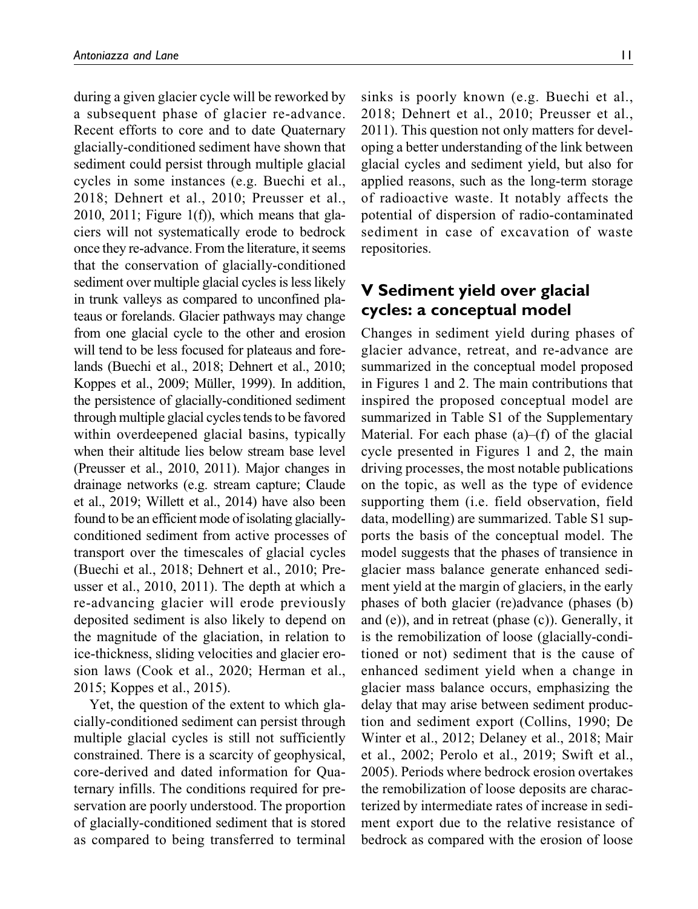during a given glacier cycle will be reworked by a subsequent phase of glacier re-advance. Recent efforts to core and to date Quaternary glacially-conditioned sediment have shown that sediment could persist through multiple glacial cycles in some instances (e.g. Buechi et al., 2018; Dehnert et al., 2010; Preusser et al., 2010, 2011; Figure 1(f)), which means that glaciers will not systematically erode to bedrock once they re-advance. From the literature, it seems that the conservation of glacially-conditioned sediment over multiple glacial cycles is less likely in trunk valleys as compared to unconfined plateaus or forelands. Glacier pathways may change from one glacial cycle to the other and erosion will tend to be less focused for plateaus and forelands (Buechi et al., 2018; Dehnert et al., 2010; Koppes et al., 2009; Müller, 1999). In addition, the persistence of glacially-conditioned sediment through multiple glacial cycles tends to be favored within overdeepened glacial basins, typically when their altitude lies below stream base level (Preusser et al., 2010, 2011). Major changes in drainage networks (e.g. stream capture; Claude et al., 2019; Willett et al., 2014) have also been found to be an efficient mode of isolating glacially-conditioned sediment from active processes of transport over the timescales of glacial cycles (Buechi et al., 2018; Dehnert et al., 2010; Preusser et al., 2010, 2011). The depth at which a re-advancing glacier will erode previously deposited sediment is also likely to depend on the magnitude of the glaciation, in relation to ice-thickness, sliding velocities and glacier erosion laws (Cook et al., 2020; Herman et al., 2015; Koppes et al., 2015).

Yet, the question of the extent to which glacially-conditioned sediment can persist through multiple glacial cycles is still not sufficiently constrained. There is a scarcity of geophysical, core-derived and dated information for Quaternary infills. The conditions required for preservation are poorly understood. The proportion of glacially-conditioned sediment that is stored as compared to being transferred to terminal sinks is poorly known (e.g. Buechi et al., 2018; Dehnert et al., 2010; Preusser et al., 2011). This question not only matters for developing a better understanding of the link between glacial cycles and sediment yield, but also for applied reasons, such as the long-term storage of radioactive waste. It notably affects the potential of dispersion of radio-contaminated sediment in case of excavation of waste repositories.

## V Sediment yield over glacial cycles: a conceptual model

Changes in sediment yield during phases of glacier advance, retreat, and re-advance are summarized in the conceptual model proposed in Figures 1 and 2. The main contributions that inspired the proposed conceptual model are summarized in Table S1 of the Supplementary Material. For each phase (a)–(f) of the glacial cycle presented in Figures 1 and 2, the main driving processes, the most notable publications on the topic, as well as the type of evidence supporting them (i.e. field observation, field data, modelling) are summarized. Table S1 supports the basis of the conceptual model. The model suggests that the phases of transience in glacier mass balance generate enhanced sediment yield at the margin of glaciers, in the early phases of both glacier (re)advance (phases (b) and (e)), and in retreat (phase (c)). Generally, it is the remobilization of loose (glacially-conditioned or not) sediment that is the cause of enhanced sediment yield when a change in glacier mass balance occurs, emphasizing the delay that may arise between sediment production and sediment export (Collins, 1990; De Winter et al., 2012; Delaney et al., 2018; Mair et al., 2002; Perolo et al., 2019; Swift et al., 2005). Periods where bedrock erosion overtakes the remobilization of loose deposits are characterized by intermediate rates of increase in sediment export due to the relative resistance of bedrock as compared with the erosion of loose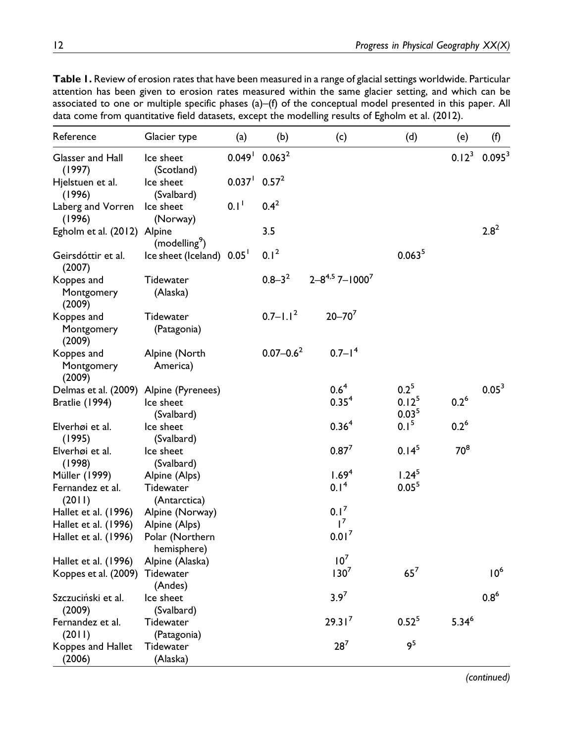**Table 1.** Review of erosion rates that have been measured in a range of glacial settings worldwide. Particular attention has been given to erosion rates measured within the same glacier setting, and which can be associated to one or multiple specific phases (a)–(f) of the conceptual model presented in this paper. All data come from quantitative field datasets, except the modelling results of Egholm et al. (2012).

| Reference | Glacier type | (a) | (b) | (c) | (d) | (e) | (f) |
|---|---|---|---|---|---|---|---|
| Glasser and Hall (1997) | Ice sheet (Scotland) | 0.049[1] | 0.063[2] | | | 0.12[3] | 0.095[3] |
| Hjelstuen et al. (1996) | Ice sheet (Svalbard) | 0.037[1] | 0.57[2] | | | | |
| Laberg and Vorren (1996) | Ice sheet (Norway) | 0.1[1] | 0.4[2] | | | | |
| Egholm et al. (2012) | Alpine (modelling[9]) | | 3.5 | | | | 2.8[2] |
| Geirsdóttir et al. (2007) | Ice sheet (Iceland) | 0.05[1] | 0.1[2] | | 0.063[5] | | |
| Koppes and Montgomery (2009) | Tidewater (Alaska) | | 0.8–3[2] | 2–8[4,5] 7–1000[7] | | | |
| Koppes and Montgomery (2009) | Tidewater (Patagonia) | | 0.7–1.1[2] | 20–70[7] | | | |
| Koppes and Montgomery (2009) | Alpine (North America) | | 0.07–0.6[2] | 0.7–1[4] | | | |
| Delmas et al. (2009) | Alpine (Pyrenees) | | | 0.6[4] | 0.2[5] | | 0.05[3] |
| Bratlie (1994) | Ice sheet (Svalbard) | | | 0.35[4] | 0.12[5] 0.03[5] | 0.2[6] | |
| Elverhøi et al. (1995) | Ice sheet (Svalbard) | | | 0.36[4] | 0.1[5] | 0.2[6] | |
| Elverhøi et al. (1998) | Ice sheet (Svalbard) | | | 0.87[7] | 0.14[5] | 70[8] | |
| Müller (1999) | Alpine (Alps) | | | 1.69[4] | 1.24[5] | | |
| Fernandez et al. (2011) | Tidewater (Antarctica) | | | 0.1[4] | 0.05[5] | | |
| Hallet et al. (1996) | Alpine (Norway) | | | 0.1[7] | | | |
| Hallet et al. (1996) | Alpine (Alps) | | | 1[7] | | | |
| Hallet et al. (1996) | Polar (Northern hemisphere) | | | 0.01[7] | | | |
| Hallet et al. (1996) | Alpine (Alaska) | | | 10[7] | | | |
| Koppes et al. (2009) | Tidewater (Andes) | | | 130[7] | 65[7] | | 10[6] |
| Szczuciński et al. (2009) | Ice sheet (Svalbard) | | | 3.9[7] | | | 0.8[6] |
| Fernandez et al. (2011) | Tidewater (Patagonia) | | | 29.31[7] | 0.52[5] | 5.34[6] | |
| Koppes and Hallet (2006) | Tidewater (Alaska) | | | 28[7] | 9[5] | | |

*(continued)*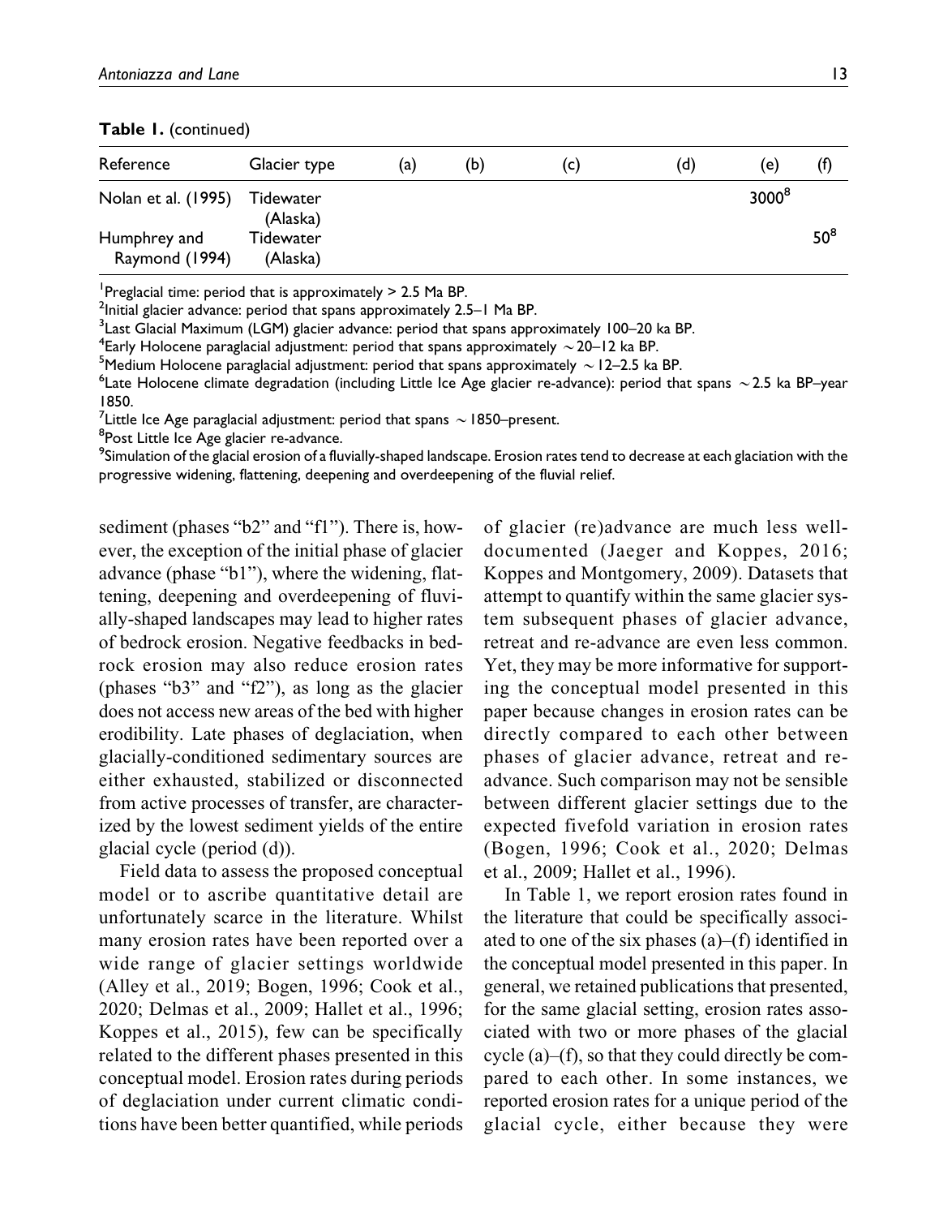**Table 1.** (continued)

| Reference | Glacier type | (a) | (b) | (c) | (d) | (e) | (f) |
|---|---|---|---|---|---|---|---|
| Nolan et al. (1995) | Tidewater (Alaska) | | | | | 3000[8] | |
| Humphrey and Raymond (1994) | Tidewater (Alaska) | | | | | | 50[8] |

[1]Preglacial time: period that is approximately > 2.5 Ma BP.
[2]Initial glacier advance: period that spans approximately 2.5–1 Ma BP.
[3]Last Glacial Maximum (LGM) glacier advance: period that spans approximately 100–20 ka BP.
[4]Early Holocene paraglacial adjustment: period that spans approximately ~20–12 ka BP.
[5]Medium Holocene paraglacial adjustment: period that spans approximately ~12–2.5 ka BP.
[6]Late Holocene climate degradation (including Little Ice Age glacier re-advance): period that spans ~2.5 ka BP–year 1850.
[7]Little Ice Age paraglacial adjustment: period that spans ~1850–present.
[8]Post Little Ice Age glacier re-advance.
[9]Simulation of the glacial erosion of a fluvially-shaped landscape. Erosion rates tend to decrease at each glaciation with the progressive widening, flattening, deepening and overdeepening of the fluvial relief.

sediment (phases "b2" and "f1"). There is, however, the exception of the initial phase of glacier advance (phase "b1"), where the widening, flattening, deepening and overdeepening of fluvially-shaped landscapes may lead to higher rates of bedrock erosion. Negative feedbacks in bedrock erosion may also reduce erosion rates (phases "b3" and "f2"), as long as the glacier does not access new areas of the bed with higher erodibility. Late phases of deglaciation, when glacially-conditioned sedimentary sources are either exhausted, stabilized or disconnected from active processes of transfer, are characterized by the lowest sediment yields of the entire glacial cycle (period (d)).

Field data to assess the proposed conceptual model or to ascribe quantitative detail are unfortunately scarce in the literature. Whilst many erosion rates have been reported over a wide range of glacier settings worldwide (Alley et al., 2019; Bogen, 1996; Cook et al., 2020; Delmas et al., 2009; Hallet et al., 1996; Koppes et al., 2015), few can be specifically related to the different phases presented in this conceptual model. Erosion rates during periods of deglaciation under current climatic conditions have been better quantified, while periods of glacier (re)advance are much less well-documented (Jaeger and Koppes, 2016; Koppes and Montgomery, 2009). Datasets that attempt to quantify within the same glacier system subsequent phases of glacier advance, retreat and re-advance are even less common. Yet, they may be more informative for supporting the conceptual model presented in this paper because changes in erosion rates can be directly compared to each other between phases of glacier advance, retreat and re-advance. Such comparison may not be sensible between different glacier settings due to the expected fivefold variation in erosion rates (Bogen, 1996; Cook et al., 2020; Delmas et al., 2009; Hallet et al., 1996).

In Table 1, we report erosion rates found in the literature that could be specifically associated to one of the six phases (a)–(f) identified in the conceptual model presented in this paper. In general, we retained publications that presented, for the same glacial setting, erosion rates associated with two or more phases of the glacial cycle (a)–(f), so that they could directly be compared to each other. In some instances, we reported erosion rates for a unique period of the glacial cycle, either because they were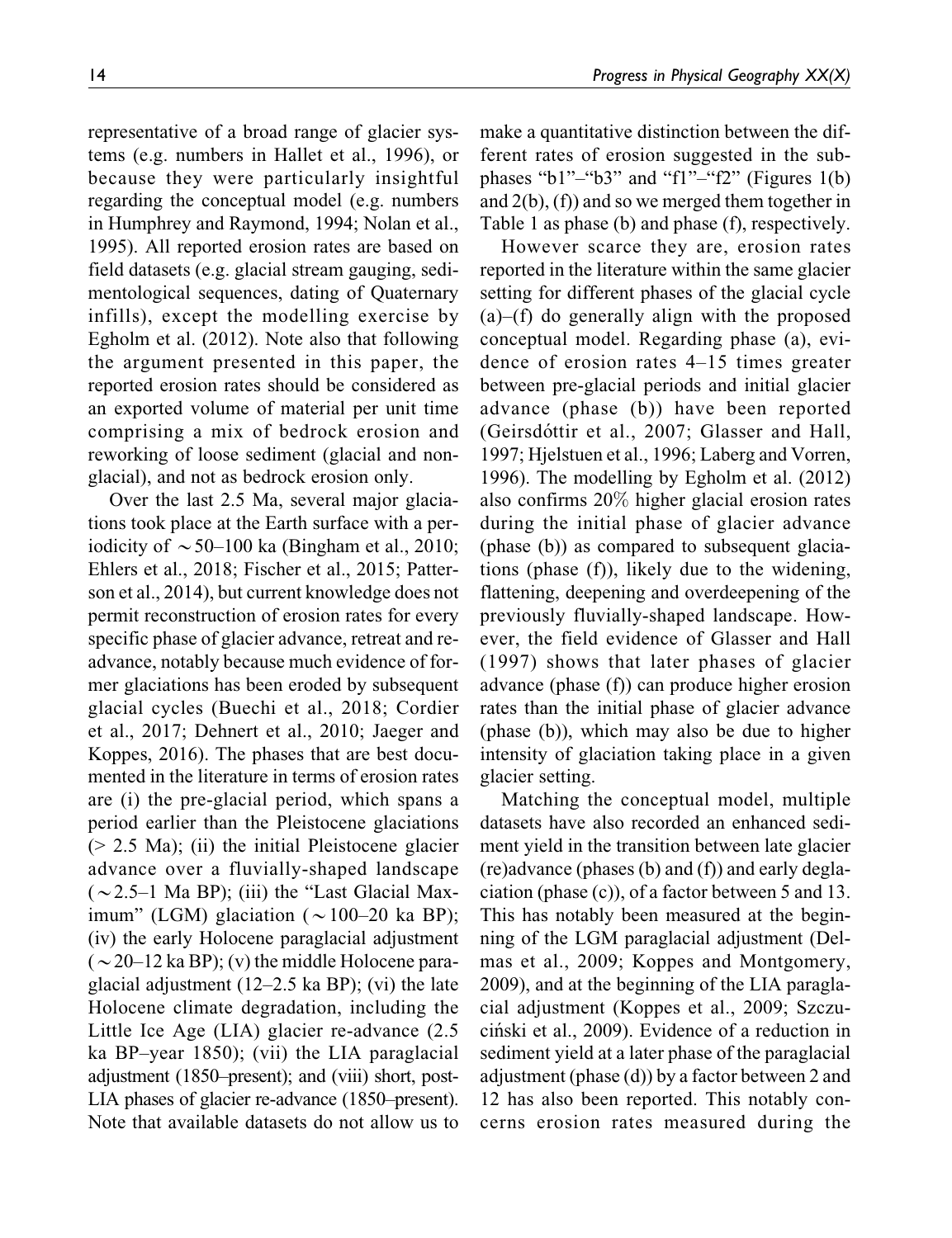representative of a broad range of glacier systems (e.g. numbers in Hallet et al., 1996), or because they were particularly insightful regarding the conceptual model (e.g. numbers in Humphrey and Raymond, 1994; Nolan et al., 1995). All reported erosion rates are based on field datasets (e.g. glacial stream gauging, sedimentological sequences, dating of Quaternary infills), except the modelling exercise by Egholm et al. (2012). Note also that following the argument presented in this paper, the reported erosion rates should be considered as an exported volume of material per unit time comprising a mix of bedrock erosion and reworking of loose sediment (glacial and non-glacial), and not as bedrock erosion only.

Over the last 2.5 Ma, several major glaciations took place at the Earth surface with a periodicity of $\sim$50–100 ka (Bingham et al., 2010; Ehlers et al., 2018; Fischer et al., 2015; Patterson et al., 2014), but current knowledge does not permit reconstruction of erosion rates for every specific phase of glacier advance, retreat and re-advance, notably because much evidence of former glaciations has been eroded by subsequent glacial cycles (Buechi et al., 2018; Cordier et al., 2017; Dehnert et al., 2010; Jaeger and Koppes, 2016). The phases that are best documented in the literature in terms of erosion rates are (i) the pre-glacial period, which spans a period earlier than the Pleistocene glaciations (> 2.5 Ma); (ii) the initial Pleistocene glacier advance over a fluvially-shaped landscape ($\sim$2.5–1 Ma BP); (iii) the "Last Glacial Maximum" (LGM) glaciation ($\sim$100–20 ka BP); (iv) the early Holocene paraglacial adjustment ($\sim$20–12 ka BP); (v) the middle Holocene paraglacial adjustment (12–2.5 ka BP); (vi) the late Holocene climate degradation, including the Little Ice Age (LIA) glacier re-advance (2.5 ka BP–year 1850); (vii) the LIA paraglacial adjustment (1850–present); and (viii) short, post-LIA phases of glacier re-advance (1850–present). Note that available datasets do not allow us to make a quantitative distinction between the different rates of erosion suggested in the sub-phases "b1"–"b3" and "f1"–"f2" (Figures 1(b) and 2(b), (f)) and so we merged them together in Table 1 as phase (b) and phase (f), respectively.

However scarce they are, erosion rates reported in the literature within the same glacier setting for different phases of the glacial cycle (a)–(f) do generally align with the proposed conceptual model. Regarding phase (a), evidence of erosion rates 4–15 times greater between pre-glacial periods and initial glacier advance (phase (b)) have been reported (Geirsdóttir et al., 2007; Glasser and Hall, 1997; Hjelstuen et al., 1996; Laberg and Vorren, 1996). The modelling by Egholm et al. (2012) also confirms 20% higher glacial erosion rates during the initial phase of glacier advance (phase (b)) as compared to subsequent glaciations (phase (f)), likely due to the widening, flattening, deepening and overdeepening of the previously fluvially-shaped landscape. However, the field evidence of Glasser and Hall (1997) shows that later phases of glacier advance (phase (f)) can produce higher erosion rates than the initial phase of glacier advance (phase (b)), which may also be due to higher intensity of glaciation taking place in a given glacier setting.

Matching the conceptual model, multiple datasets have also recorded an enhanced sediment yield in the transition between late glacier (re)advance (phases (b) and (f)) and early deglaciation (phase (c)), of a factor between 5 and 13. This has notably been measured at the beginning of the LGM paraglacial adjustment (Delmas et al., 2009; Koppes and Montgomery, 2009), and at the beginning of the LIA paraglacial adjustment (Koppes et al., 2009; Szczuciński et al., 2009). Evidence of a reduction in sediment yield at a later phase of the paraglacial adjustment (phase (d)) by a factor between 2 and 12 has also been reported. This notably concerns erosion rates measured during the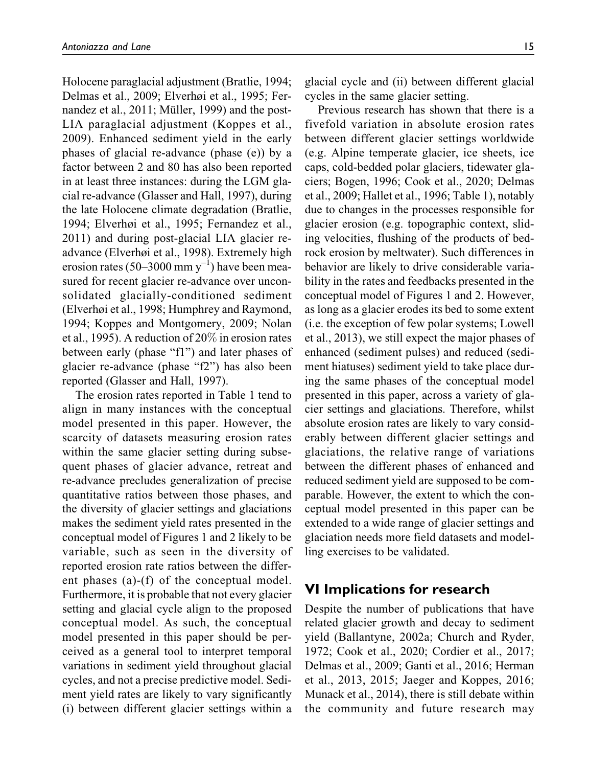Holocene paraglacial adjustment (Bratlie, 1994; Delmas et al., 2009; Elverhøi et al., 1995; Fernandez et al., 2011; Müller, 1999) and the post-LIA paraglacial adjustment (Koppes et al., 2009). Enhanced sediment yield in the early phases of glacial re-advance (phase (e)) by a factor between 2 and 80 has also been reported in at least three instances: during the LGM glacial re-advance (Glasser and Hall, 1997), during the late Holocene climate degradation (Bratlie, 1994; Elverhøi et al., 1995; Fernandez et al., 2011) and during post-glacial LIA glacier re-advance (Elverhøi et al., 1998). Extremely high erosion rates (50–3000 mm $y^{-1}$) have been measured for recent glacier re-advance over unconsolidated glacially-conditioned sediment (Elverhøi et al., 1998; Humphrey and Raymond, 1994; Koppes and Montgomery, 2009; Nolan et al., 1995). A reduction of 20% in erosion rates between early (phase "f1") and later phases of glacier re-advance (phase "f2") has also been reported (Glasser and Hall, 1997).

The erosion rates reported in Table 1 tend to align in many instances with the conceptual model presented in this paper. However, the scarcity of datasets measuring erosion rates within the same glacier setting during subsequent phases of glacier advance, retreat and re-advance precludes generalization of precise quantitative ratios between those phases, and the diversity of glacier settings and glaciations makes the sediment yield rates presented in the conceptual model of Figures 1 and 2 likely to be variable, such as seen in the diversity of reported erosion rate ratios between the different phases (a)-(f) of the conceptual model. Furthermore, it is probable that not every glacier setting and glacial cycle align to the proposed conceptual model. As such, the conceptual model presented in this paper should be perceived as a general tool to interpret temporal variations in sediment yield throughout glacial cycles, and not a precise predictive model. Sediment yield rates are likely to vary significantly (i) between different glacier settings within a glacial cycle and (ii) between different glacial cycles in the same glacier setting.

Previous research has shown that there is a fivefold variation in absolute erosion rates between different glacier settings worldwide (e.g. Alpine temperate glacier, ice sheets, ice caps, cold-bedded polar glaciers, tidewater glaciers; Bogen, 1996; Cook et al., 2020; Delmas et al., 2009; Hallet et al., 1996; Table 1), notably due to changes in the processes responsible for glacier erosion (e.g. topographic context, sliding velocities, flushing of the products of bedrock erosion by meltwater). Such differences in behavior are likely to drive considerable variability in the rates and feedbacks presented in the conceptual model of Figures 1 and 2. However, as long as a glacier erodes its bed to some extent (i.e. the exception of few polar systems; Lowell et al., 2013), we still expect the major phases of enhanced (sediment pulses) and reduced (sediment hiatuses) sediment yield to take place during the same phases of the conceptual model presented in this paper, across a variety of glacier settings and glaciations. Therefore, whilst absolute erosion rates are likely to vary considerably between different glacier settings and glaciations, the relative range of variations between the different phases of enhanced and reduced sediment yield are supposed to be comparable. However, the extent to which the conceptual model presented in this paper can be extended to a wide range of glacier settings and glaciation needs more field datasets and modelling exercises to be validated.

## VI Implications for research

Despite the number of publications that have related glacier growth and decay to sediment yield (Ballantyne, 2002a; Church and Ryder, 1972; Cook et al., 2020; Cordier et al., 2017; Delmas et al., 2009; Ganti et al., 2016; Herman et al., 2013, 2015; Jaeger and Koppes, 2016; Munack et al., 2014), there is still debate within the community and future research may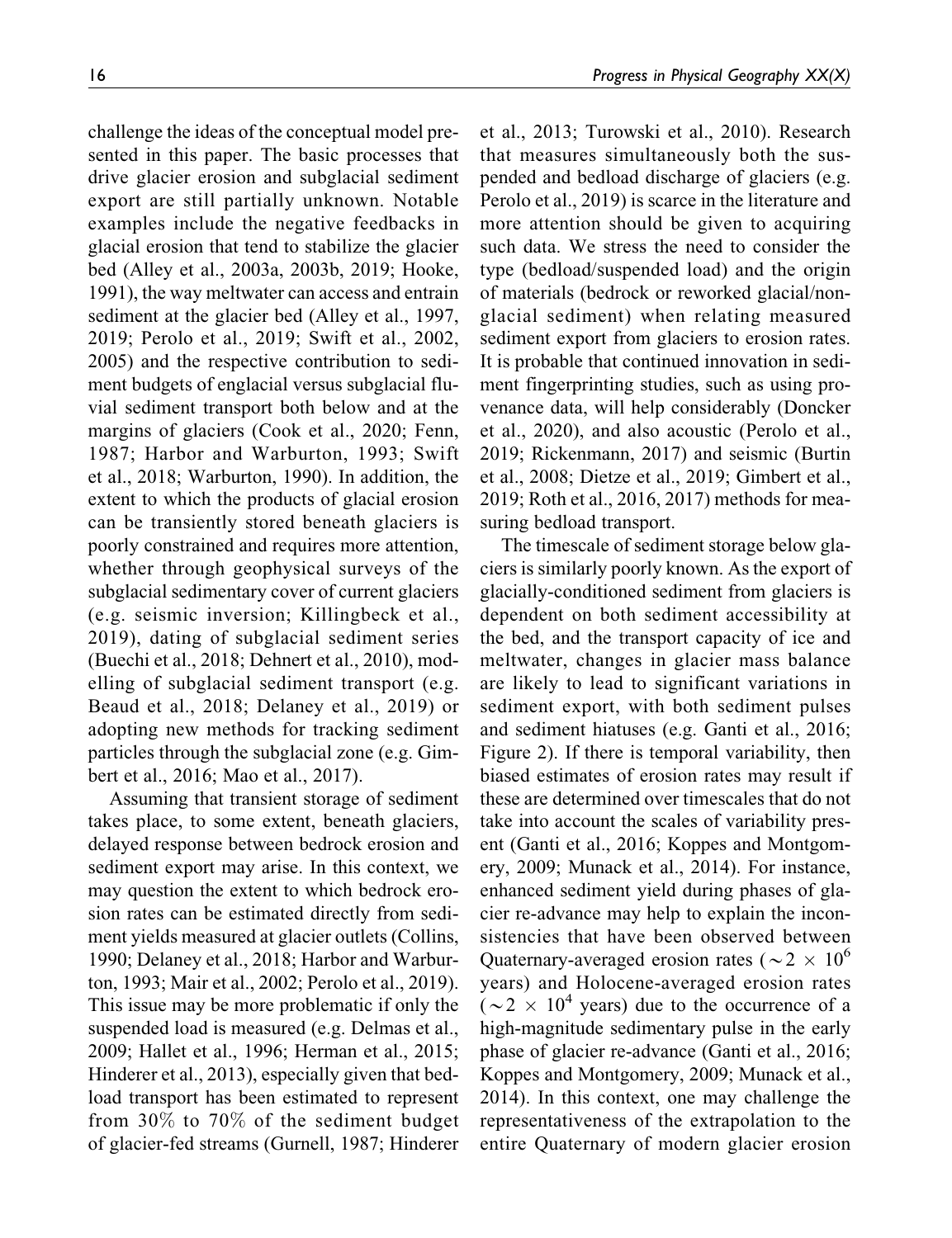challenge the ideas of the conceptual model presented in this paper. The basic processes that drive glacier erosion and subglacial sediment export are still partially unknown. Notable examples include the negative feedbacks in glacial erosion that tend to stabilize the glacier bed (Alley et al., 2003a, 2003b, 2019; Hooke, 1991), the way meltwater can access and entrain sediment at the glacier bed (Alley et al., 1997, 2019; Perolo et al., 2019; Swift et al., 2002, 2005) and the respective contribution to sediment budgets of englacial versus subglacial fluvial sediment transport both below and at the margins of glaciers (Cook et al., 2020; Fenn, 1987; Harbor and Warburton, 1993; Swift et al., 2018; Warburton, 1990). In addition, the extent to which the products of glacial erosion can be transiently stored beneath glaciers is poorly constrained and requires more attention, whether through geophysical surveys of the subglacial sedimentary cover of current glaciers (e.g. seismic inversion; Killingbeck et al., 2019), dating of subglacial sediment series (Buechi et al., 2018; Dehnert et al., 2010), modelling of subglacial sediment transport (e.g. Beaud et al., 2018; Delaney et al., 2019) or adopting new methods for tracking sediment particles through the subglacial zone (e.g. Gimbert et al., 2016; Mao et al., 2017).

Assuming that transient storage of sediment takes place, to some extent, beneath glaciers, delayed response between bedrock erosion and sediment export may arise. In this context, we may question the extent to which bedrock erosion rates can be estimated directly from sediment yields measured at glacier outlets (Collins, 1990; Delaney et al., 2018; Harbor and Warburton, 1993; Mair et al., 2002; Perolo et al., 2019). This issue may be more problematic if only the suspended load is measured (e.g. Delmas et al., 2009; Hallet et al., 1996; Herman et al., 2015; Hinderer et al., 2013), especially given that bedload transport has been estimated to represent from 30% to 70% of the sediment budget of glacier-fed streams (Gurnell, 1987; Hinderer et al., 2013; Turowski et al., 2010). Research that measures simultaneously both the suspended and bedload discharge of glaciers (e.g. Perolo et al., 2019) is scarce in the literature and more attention should be given to acquiring such data. We stress the need to consider the type (bedload/suspended load) and the origin of materials (bedrock or reworked glacial/non-glacial sediment) when relating measured sediment export from glaciers to erosion rates. It is probable that continued innovation in sediment fingerprinting studies, such as using provenance data, will help considerably (Doncker et al., 2020), and also acoustic (Perolo et al., 2019; Rickenmann, 2017) and seismic (Burtin et al., 2008; Dietze et al., 2019; Gimbert et al., 2019; Roth et al., 2016, 2017) methods for measuring bedload transport.

The timescale of sediment storage below glaciers is similarly poorly known. As the export of glacially-conditioned sediment from glaciers is dependent on both sediment accessibility at the bed, and the transport capacity of ice and meltwater, changes in glacier mass balance are likely to lead to significant variations in sediment export, with both sediment pulses and sediment hiatuses (e.g. Ganti et al., 2016; Figure 2). If there is temporal variability, then biased estimates of erosion rates may result if these are determined over timescales that do not take into account the scales of variability present (Ganti et al., 2016; Koppes and Montgomery, 2009; Munack et al., 2014). For instance, enhanced sediment yield during phases of glacier re-advance may help to explain the inconsistencies that have been observed between Quaternary-averaged erosion rates ($\sim 2 \times 10^6$ years) and Holocene-averaged erosion rates ($\sim 2 \times 10^4$ years) due to the occurrence of a high-magnitude sedimentary pulse in the early phase of glacier re-advance (Ganti et al., 2016; Koppes and Montgomery, 2009; Munack et al., 2014). In this context, one may challenge the representativeness of the extrapolation to the entire Quaternary of modern glacier erosion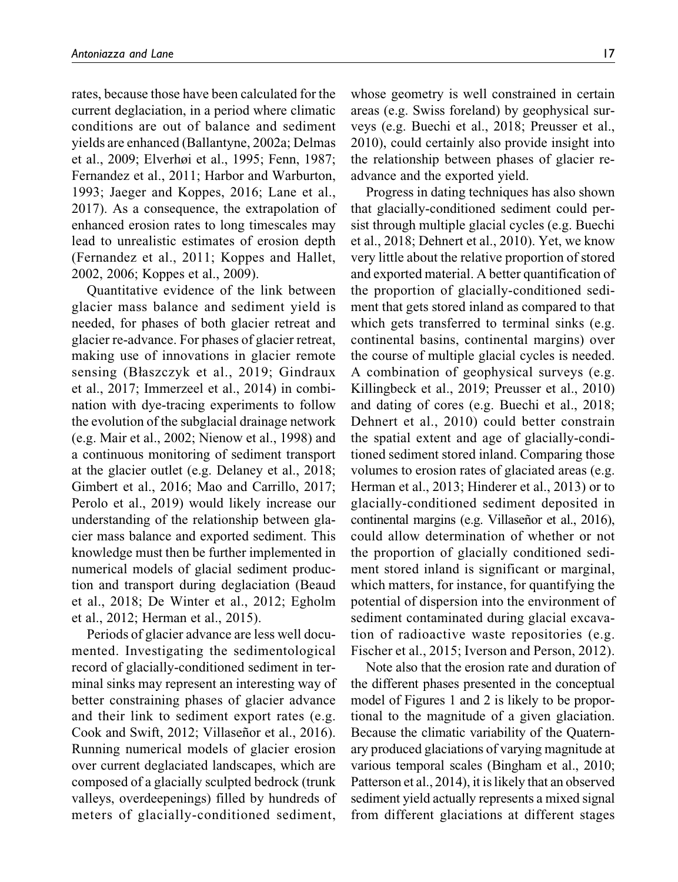rates, because those have been calculated for the current deglaciation, in a period where climatic conditions are out of balance and sediment yields are enhanced (Ballantyne, 2002a; Delmas et al., 2009; Elverhøi et al., 1995; Fenn, 1987; Fernandez et al., 2011; Harbor and Warburton, 1993; Jaeger and Koppes, 2016; Lane et al., 2017). As a consequence, the extrapolation of enhanced erosion rates to long timescales may lead to unrealistic estimates of erosion depth (Fernandez et al., 2011; Koppes and Hallet, 2002, 2006; Koppes et al., 2009).

Quantitative evidence of the link between glacier mass balance and sediment yield is needed, for phases of both glacier retreat and glacier re-advance. For phases of glacier retreat, making use of innovations in glacier remote sensing (Błaszczyk et al., 2019; Gindraux et al., 2017; Immerzeel et al., 2014) in combination with dye-tracing experiments to follow the evolution of the subglacial drainage network (e.g. Mair et al., 2002; Nienow et al., 1998) and a continuous monitoring of sediment transport at the glacier outlet (e.g. Delaney et al., 2018; Gimbert et al., 2016; Mao and Carrillo, 2017; Perolo et al., 2019) would likely increase our understanding of the relationship between glacier mass balance and exported sediment. This knowledge must then be further implemented in numerical models of glacial sediment production and transport during deglaciation (Beaud et al., 2018; De Winter et al., 2012; Egholm et al., 2012; Herman et al., 2015).

Periods of glacier advance are less well documented. Investigating the sedimentological record of glacially-conditioned sediment in terminal sinks may represent an interesting way of better constraining phases of glacier advance and their link to sediment export rates (e.g. Cook and Swift, 2012; Villaseñor et al., 2016). Running numerical models of glacier erosion over current deglaciated landscapes, which are composed of a glacially sculpted bedrock (trunk valleys, overdeepenings) filled by hundreds of meters of glacially-conditioned sediment, whose geometry is well constrained in certain areas (e.g. Swiss foreland) by geophysical surveys (e.g. Buechi et al., 2018; Preusser et al., 2010), could certainly also provide insight into the relationship between phases of glacier re-advance and the exported yield.

Progress in dating techniques has also shown that glacially-conditioned sediment could persist through multiple glacial cycles (e.g. Buechi et al., 2018; Dehnert et al., 2010). Yet, we know very little about the relative proportion of stored and exported material. A better quantification of the proportion of glacially-conditioned sediment that gets stored inland as compared to that which gets transferred to terminal sinks (e.g. continental basins, continental margins) over the course of multiple glacial cycles is needed. A combination of geophysical surveys (e.g. Killingbeck et al., 2019; Preusser et al., 2010) and dating of cores (e.g. Buechi et al., 2018; Dehnert et al., 2010) could better constrain the spatial extent and age of glacially-conditioned sediment stored inland. Comparing those volumes to erosion rates of glaciated areas (e.g. Herman et al., 2013; Hinderer et al., 2013) or to glacially-conditioned sediment deposited in continental margins (e.g. Villaseñor et al., 2016), could allow determination of whether or not the proportion of glacially conditioned sediment stored inland is significant or marginal, which matters, for instance, for quantifying the potential of dispersion into the environment of sediment contaminated during glacial excavation of radioactive waste repositories (e.g. Fischer et al., 2015; Iverson and Person, 2012).

Note also that the erosion rate and duration of the different phases presented in the conceptual model of Figures 1 and 2 is likely to be proportional to the magnitude of a given glaciation. Because the climatic variability of the Quaternary produced glaciations of varying magnitude at various temporal scales (Bingham et al., 2010; Patterson et al., 2014), it is likely that an observed sediment yield actually represents a mixed signal from different glaciations at different stages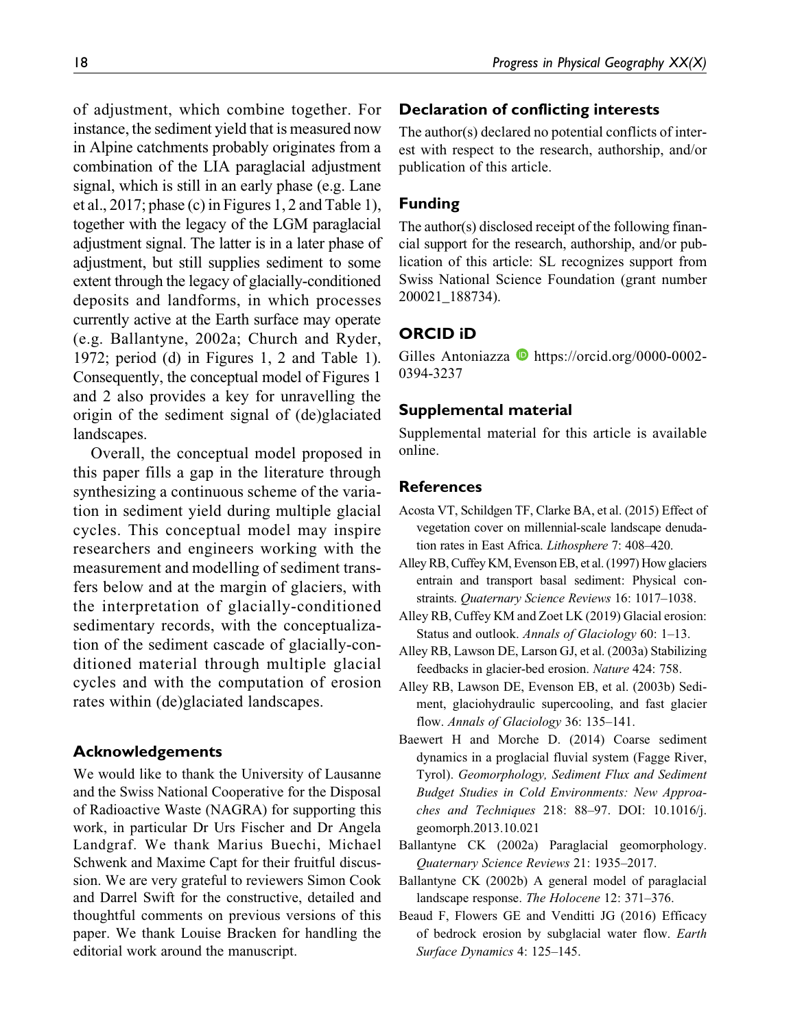of adjustment, which combine together. For instance, the sediment yield that is measured now in Alpine catchments probably originates from a combination of the LIA paraglacial adjustment signal, which is still in an early phase (e.g. Lane et al., 2017; phase (c) in Figures 1, 2 and Table 1), together with the legacy of the LGM paraglacial adjustment signal. The latter is in a later phase of adjustment, but still supplies sediment to some extent through the legacy of glacially-conditioned deposits and landforms, in which processes currently active at the Earth surface may operate (e.g. Ballantyne, 2002a; Church and Ryder, 1972; period (d) in Figures 1, 2 and Table 1). Consequently, the conceptual model of Figures 1 and 2 also provides a key for unravelling the origin of the sediment signal of (de)glaciated landscapes.

Overall, the conceptual model proposed in this paper fills a gap in the literature through synthesizing a continuous scheme of the variation in sediment yield during multiple glacial cycles. This conceptual model may inspire researchers and engineers working with the measurement and modelling of sediment transfers below and at the margin of glaciers, with the interpretation of glacially-conditioned sedimentary records, with the conceptualization of the sediment cascade of glacially-conditioned material through multiple glacial cycles and with the computation of erosion rates within (de)glaciated landscapes.

## Acknowledgements

We would like to thank the University of Lausanne and the Swiss National Cooperative for the Disposal of Radioactive Waste (NAGRA) for supporting this work, in particular Dr Urs Fischer and Dr Angela Landgraf. We thank Marius Buechi, Michael Schwenk and Maxime Capt for their fruitful discussion. We are very grateful to reviewers Simon Cook and Darrel Swift for the constructive, detailed and thoughtful comments on previous versions of this paper. We thank Louise Bracken for handling the editorial work around the manuscript.

## Declaration of conflicting interests

The author(s) declared no potential conflicts of interest with respect to the research, authorship, and/or publication of this article.

## Funding

The author(s) disclosed receipt of the following financial support for the research, authorship, and/or publication of this article: SL recognizes support from Swiss National Science Foundation (grant number 200021_188734).

## ORCID iD

Gilles Antoniazza https://orcid.org/0000-0002-0394-3237

## Supplemental material

Supplemental material for this article is available online.

## References

Acosta VT, Schildgen TF, Clarke BA, et al. (2015) Effect of vegetation cover on millennial-scale landscape denudation rates in East Africa. *Lithosphere* 7: 408–420.

Alley RB, Cuffey KM, Evenson EB, et al. (1997) How glaciers entrain and transport basal sediment: Physical constraints. *Quaternary Science Reviews* 16: 1017–1038.

Alley RB, Cuffey KM and Zoet LK (2019) Glacial erosion: Status and outlook. *Annals of Glaciology* 60: 1–13.

Alley RB, Lawson DE, Larson GJ, et al. (2003a) Stabilizing feedbacks in glacier-bed erosion. *Nature* 424: 758.

Alley RB, Lawson DE, Evenson EB, et al. (2003b) Sediment, glaciohydraulic supercooling, and fast glacier flow. *Annals of Glaciology* 36: 135–141.

Baewert H and Morche D. (2014) Coarse sediment dynamics in a proglacial fluvial system (Fagge River, Tyrol). *Geomorphology, Sediment Flux and Sediment Budget Studies in Cold Environments: New Approaches and Techniques* 218: 88–97. DOI: 10.1016/j.geomorph.2013.10.021

Ballantyne CK (2002a) Paraglacial geomorphology. *Quaternary Science Reviews* 21: 1935–2017.

Ballantyne CK (2002b) A general model of paraglacial landscape response. *The Holocene* 12: 371–376.

Beaud F, Flowers GE and Venditti JG (2016) Efficacy of bedrock erosion by subglacial water flow. *Earth Surface Dynamics* 4: 125–145.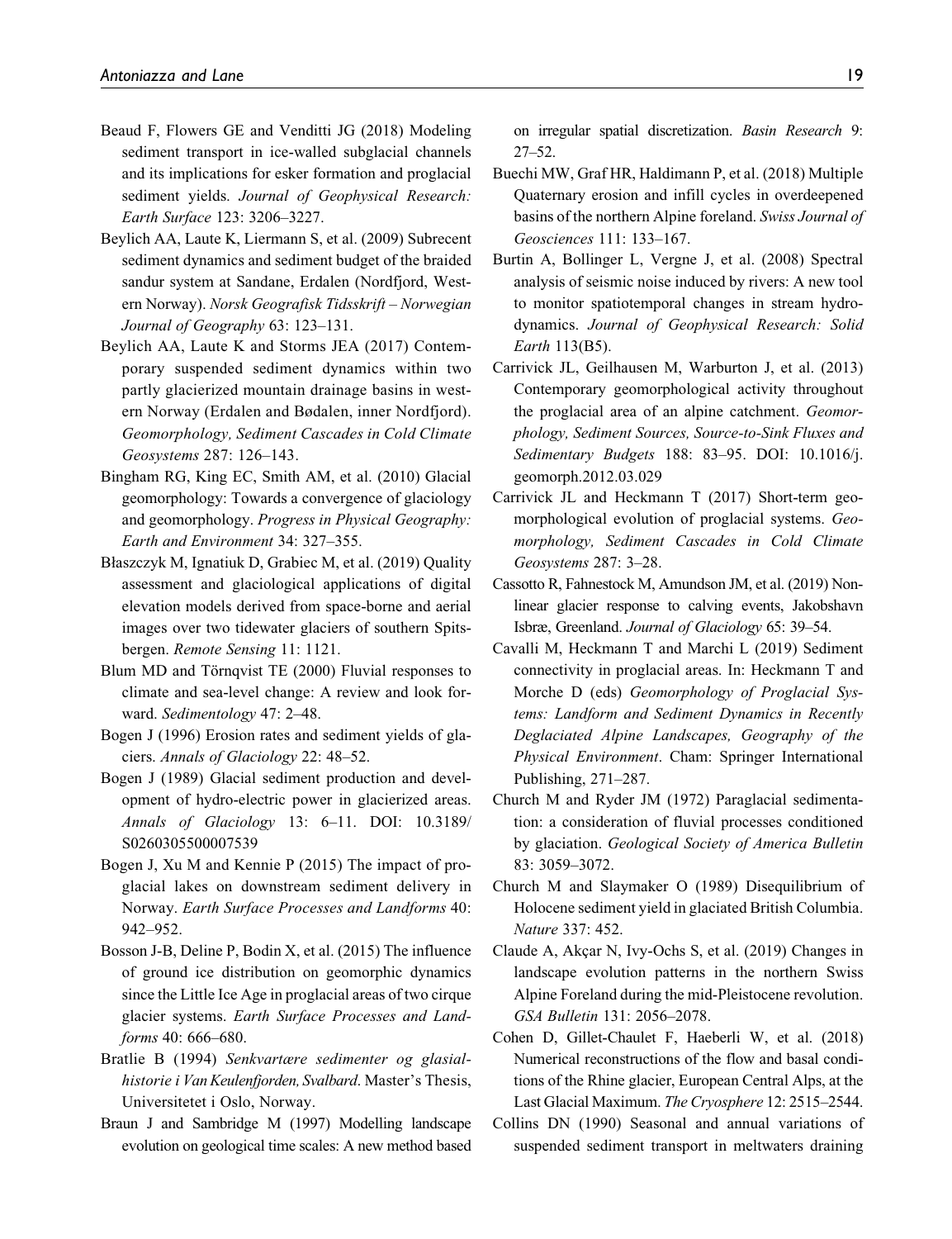Beaud F, Flowers GE and Venditti JG (2018) Modeling sediment transport in ice-walled subglacial channels and its implications for esker formation and proglacial sediment yields. *Journal of Geophysical Research: Earth Surface* 123: 3206–3227.

Beylich AA, Laute K, Liermann S, et al. (2009) Subrecent sediment dynamics and sediment budget of the braided sandur system at Sandane, Erdalen (Nordfjord, Western Norway). *Norsk Geografisk Tidsskrift – Norwegian Journal of Geography* 63: 123–131.

Beylich AA, Laute K and Storms JEA (2017) Contemporary suspended sediment dynamics within two partly glacierized mountain drainage basins in western Norway (Erdalen and Bødalen, inner Nordfjord). *Geomorphology, Sediment Cascades in Cold Climate Geosystems* 287: 126–143.

Bingham RG, King EC, Smith AM, et al. (2010) Glacial geomorphology: Towards a convergence of glaciology and geomorphology. *Progress in Physical Geography: Earth and Environment* 34: 327–355.

Błaszczyk M, Ignatiuk D, Grabiec M, et al. (2019) Quality assessment and glaciological applications of digital elevation models derived from space-borne and aerial images over two tidewater glaciers of southern Spitsbergen. *Remote Sensing* 11: 1121.

Blum MD and Törnqvist TE (2000) Fluvial responses to climate and sea-level change: A review and look forward. *Sedimentology* 47: 2–48.

Bogen J (1996) Erosion rates and sediment yields of glaciers. *Annals of Glaciology* 22: 48–52.

Bogen J (1989) Glacial sediment production and development of hydro-electric power in glacierized areas. *Annals of Glaciology* 13: 6–11. DOI: 10.3189/S0260305500007539

Bogen J, Xu M and Kennie P (2015) The impact of proglacial lakes on downstream sediment delivery in Norway. *Earth Surface Processes and Landforms* 40: 942–952.

Bosson J-B, Deline P, Bodin X, et al. (2015) The influence of ground ice distribution on geomorphic dynamics since the Little Ice Age in proglacial areas of two cirque glacier systems. *Earth Surface Processes and Landforms* 40: 666–680.

Bratlie B (1994) *Senkvartære sedimenter og glasialhistorie i Van Keulenfjorden, Svalbard*. Master's Thesis, Universitetet i Oslo, Norway.

Braun J and Sambridge M (1997) Modelling landscape evolution on geological time scales: A new method based on irregular spatial discretization. *Basin Research* 9: 27–52.

Buechi MW, Graf HR, Haldimann P, et al. (2018) Multiple Quaternary erosion and infill cycles in overdeepened basins of the northern Alpine foreland. *Swiss Journal of Geosciences* 111: 133–167.

Burtin A, Bollinger L, Vergne J, et al. (2008) Spectral analysis of seismic noise induced by rivers: A new tool to monitor spatiotemporal changes in stream hydrodynamics. *Journal of Geophysical Research: Solid Earth* 113(B5).

Carrivick JL, Geilhausen M, Warburton J, et al. (2013) Contemporary geomorphological activity throughout the proglacial area of an alpine catchment. *Geomorphology, Sediment Sources, Source-to-Sink Fluxes and Sedimentary Budgets* 188: 83–95. DOI: 10.1016/j.geomorph.2012.03.029

Carrivick JL and Heckmann T (2017) Short-term geomorphological evolution of proglacial systems. *Geomorphology, Sediment Cascades in Cold Climate Geosystems* 287: 3–28.

Cassotto R, Fahnestock M, Amundson JM, et al. (2019) Nonlinear glacier response to calving events, Jakobshavn Isbræ, Greenland. *Journal of Glaciology* 65: 39–54.

Cavalli M, Heckmann T and Marchi L (2019) Sediment connectivity in proglacial areas. In: Heckmann T and Morche D (eds) *Geomorphology of Proglacial Systems: Landform and Sediment Dynamics in Recently Deglaciated Alpine Landscapes, Geography of the Physical Environment*. Cham: Springer International Publishing, 271–287.

Church M and Ryder JM (1972) Paraglacial sedimentation: a consideration of fluvial processes conditioned by glaciation. *Geological Society of America Bulletin* 83: 3059–3072.

Church M and Slaymaker O (1989) Disequilibrium of Holocene sediment yield in glaciated British Columbia. *Nature* 337: 452.

Claude A, Akçar N, Ivy-Ochs S, et al. (2019) Changes in landscape evolution patterns in the northern Swiss Alpine Foreland during the mid-Pleistocene revolution. *GSA Bulletin* 131: 2056–2078.

Cohen D, Gillet-Chaulet F, Haeberli W, et al. (2018) Numerical reconstructions of the flow and basal conditions of the Rhine glacier, European Central Alps, at the Last Glacial Maximum. *The Cryosphere* 12: 2515–2544.

Collins DN (1990) Seasonal and annual variations of suspended sediment transport in meltwaters draining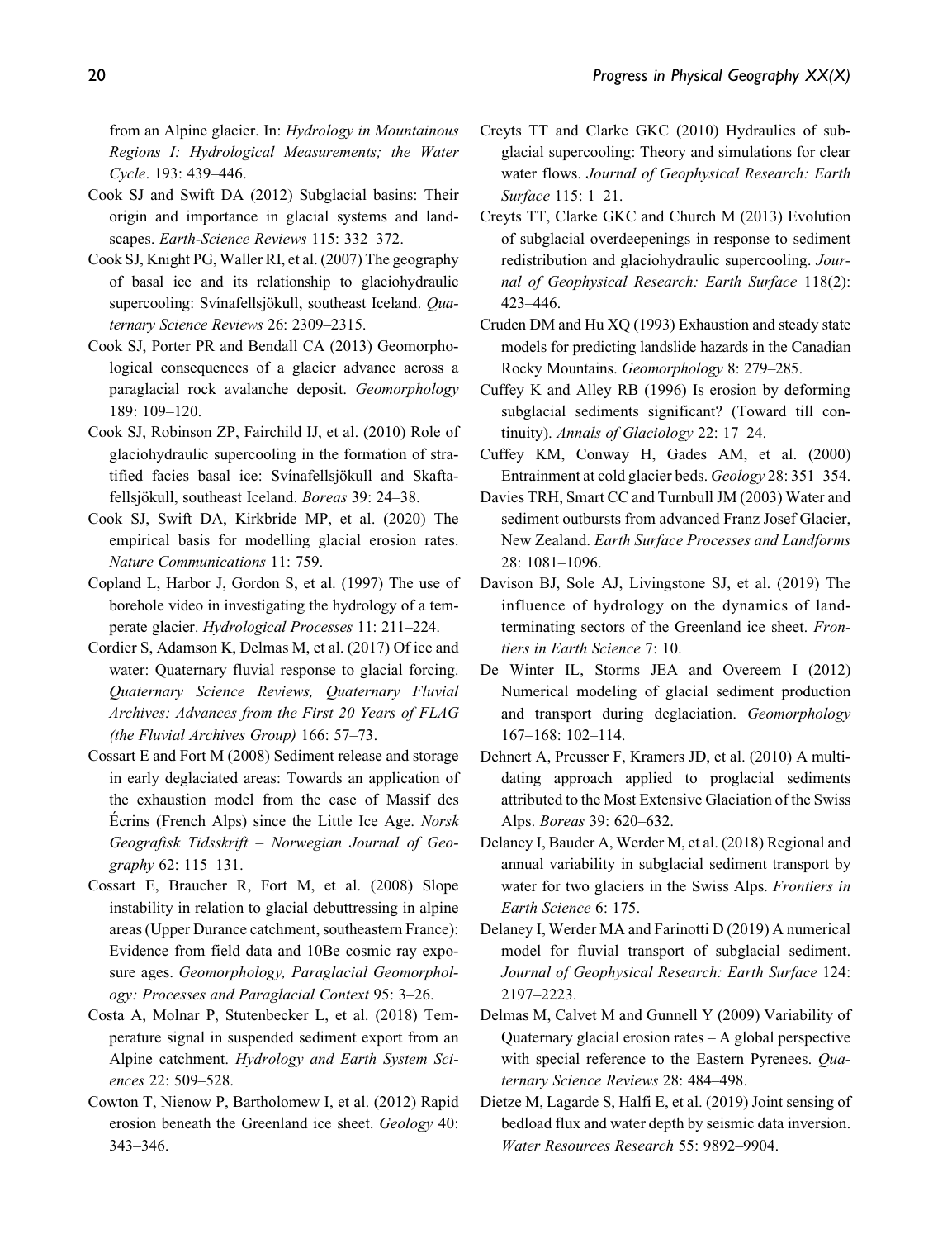from an Alpine glacier. In: *Hydrology in Mountainous Regions I: Hydrological Measurements; the Water Cycle*. 193: 439–446.

Cook SJ and Swift DA (2012) Subglacial basins: Their origin and importance in glacial systems and landscapes. *Earth-Science Reviews* 115: 332–372.

Cook SJ, Knight PG, Waller RI, et al. (2007) The geography of basal ice and its relationship to glaciohydraulic supercooling: Svínafellsjökull, southeast Iceland. *Quaternary Science Reviews* 26: 2309–2315.

Cook SJ, Porter PR and Bendall CA (2013) Geomorphological consequences of a glacier advance across a paraglacial rock avalanche deposit. *Geomorphology* 189: 109–120.

Cook SJ, Robinson ZP, Fairchild IJ, et al. (2010) Role of glaciohydraulic supercooling in the formation of stratified facies basal ice: Svínafellsjökull and Skaftafellsjökull, southeast Iceland. *Boreas* 39: 24–38.

Cook SJ, Swift DA, Kirkbride MP, et al. (2020) The empirical basis for modelling glacial erosion rates. *Nature Communications* 11: 759.

Copland L, Harbor J, Gordon S, et al. (1997) The use of borehole video in investigating the hydrology of a temperate glacier. *Hydrological Processes* 11: 211–224.

Cordier S, Adamson K, Delmas M, et al. (2017) Of ice and water: Quaternary fluvial response to glacial forcing. *Quaternary Science Reviews, Quaternary Fluvial Archives: Advances from the First 20 Years of FLAG (the Fluvial Archives Group)* 166: 57–73.

Cossart E and Fort M (2008) Sediment release and storage in early deglaciated areas: Towards an application of the exhaustion model from the case of Massif des Écrins (French Alps) since the Little Ice Age. *Norsk Geografisk Tidsskrift – Norwegian Journal of Geography* 62: 115–131.

Cossart E, Braucher R, Fort M, et al. (2008) Slope instability in relation to glacial debuttressing in alpine areas (Upper Durance catchment, southeastern France): Evidence from field data and 10Be cosmic ray exposure ages. *Geomorphology, Paraglacial Geomorphology: Processes and Paraglacial Context* 95: 3–26.

Costa A, Molnar P, Stutenbecker L, et al. (2018) Temperature signal in suspended sediment export from an Alpine catchment. *Hydrology and Earth System Sciences* 22: 509–528.

Cowton T, Nienow P, Bartholomew I, et al. (2012) Rapid erosion beneath the Greenland ice sheet. *Geology* 40: 343–346.

Creyts TT and Clarke GKC (2010) Hydraulics of subglacial supercooling: Theory and simulations for clear water flows. *Journal of Geophysical Research: Earth Surface* 115: 1–21.

Creyts TT, Clarke GKC and Church M (2013) Evolution of subglacial overdeepenings in response to sediment redistribution and glaciohydraulic supercooling. *Journal of Geophysical Research: Earth Surface* 118(2): 423–446.

Cruden DM and Hu XQ (1993) Exhaustion and steady state models for predicting landslide hazards in the Canadian Rocky Mountains. *Geomorphology* 8: 279–285.

Cuffey K and Alley RB (1996) Is erosion by deforming subglacial sediments significant? (Toward till continuity). *Annals of Glaciology* 22: 17–24.

Cuffey KM, Conway H, Gades AM, et al. (2000) Entrainment at cold glacier beds. *Geology* 28: 351–354.

Davies TRH, Smart CC and Turnbull JM (2003) Water and sediment outbursts from advanced Franz Josef Glacier, New Zealand. *Earth Surface Processes and Landforms* 28: 1081–1096.

Davison BJ, Sole AJ, Livingstone SJ, et al. (2019) The influence of hydrology on the dynamics of land-terminating sectors of the Greenland ice sheet. *Frontiers in Earth Science* 7: 10.

De Winter IL, Storms JEA and Overeem I (2012) Numerical modeling of glacial sediment production and transport during deglaciation. *Geomorphology* 167–168: 102–114.

Dehnert A, Preusser F, Kramers JD, et al. (2010) A multi-dating approach applied to proglacial sediments attributed to the Most Extensive Glaciation of the Swiss Alps. *Boreas* 39: 620–632.

Delaney I, Bauder A, Werder M, et al. (2018) Regional and annual variability in subglacial sediment transport by water for two glaciers in the Swiss Alps. *Frontiers in Earth Science* 6: 175.

Delaney I, Werder MA and Farinotti D (2019) A numerical model for fluvial transport of subglacial sediment. *Journal of Geophysical Research: Earth Surface* 124: 2197–2223.

Delmas M, Calvet M and Gunnell Y (2009) Variability of Quaternary glacial erosion rates – A global perspective with special reference to the Eastern Pyrenees. *Quaternary Science Reviews* 28: 484–498.

Dietze M, Lagarde S, Halfi E, et al. (2019) Joint sensing of bedload flux and water depth by seismic data inversion. *Water Resources Research* 55: 9892–9904.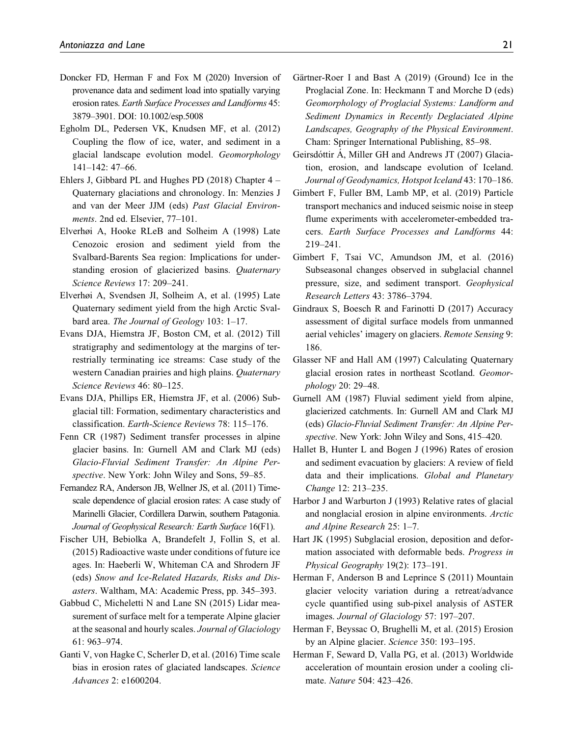Doncker FD, Herman F and Fox M (2020) Inversion of provenance data and sediment load into spatially varying erosion rates. *Earth Surface Processes and Landforms* 45: 3879–3901. DOI: 10.1002/esp.5008

Egholm DL, Pedersen VK, Knudsen MF, et al. (2012) Coupling the flow of ice, water, and sediment in a glacial landscape evolution model. *Geomorphology* 141–142: 47–66.

Ehlers J, Gibbard PL and Hughes PD (2018) Chapter 4 – Quaternary glaciations and chronology. In: Menzies J and van der Meer JJM (eds) *Past Glacial Environments*. 2nd ed. Elsevier, 77–101.

Elverhøi A, Hooke RLeB and Solheim A (1998) Late Cenozoic erosion and sediment yield from the Svalbard-Barents Sea region: Implications for understanding erosion of glacierized basins. *Quaternary Science Reviews* 17: 209–241.

Elverhøi A, Svendsen JI, Solheim A, et al. (1995) Late Quaternary sediment yield from the high Arctic Svalbard area. *The Journal of Geology* 103: 1–17.

Evans DJA, Hiemstra JF, Boston CM, et al. (2012) Till stratigraphy and sedimentology at the margins of terrestrially terminating ice streams: Case study of the western Canadian prairies and high plains. *Quaternary Science Reviews* 46: 80–125.

Evans DJA, Phillips ER, Hiemstra JF, et al. (2006) Subglacial till: Formation, sedimentary characteristics and classification. *Earth-Science Reviews* 78: 115–176.

Fenn CR (1987) Sediment transfer processes in alpine glacier basins. In: Gurnell AM and Clark MJ (eds) *Glacio-Fluvial Sediment Transfer: An Alpine Perspective*. New York: John Wiley and Sons, 59–85.

Fernandez RA, Anderson JB, Wellner JS, et al. (2011) Timescale dependence of glacial erosion rates: A case study of Marinelli Glacier, Cordillera Darwin, southern Patagonia. *Journal of Geophysical Research: Earth Surface* 16(F1).

Fischer UH, Bebiolka A, Brandefelt J, Follin S, et al. (2015) Radioactive waste under conditions of future ice ages. In: Haeberli W, Whiteman CA and Shrodern JF (eds) *Snow and Ice-Related Hazards, Risks and Disasters*. Waltham, MA: Academic Press, pp. 345–393.

Gabbud C, Micheletti N and Lane SN (2015) Lidar measurement of surface melt for a temperate Alpine glacier at the seasonal and hourly scales. *Journal of Glaciology* 61: 963–974.

Ganti V, von Hagke C, Scherler D, et al. (2016) Time scale bias in erosion rates of glaciated landscapes. *Science Advances* 2: e1600204.

Gärtner-Roer I and Bast A (2019) (Ground) Ice in the Proglacial Zone. In: Heckmann T and Morche D (eds) *Geomorphology of Proglacial Systems: Landform and Sediment Dynamics in Recently Deglaciated Alpine Landscapes, Geography of the Physical Environment*. Cham: Springer International Publishing, 85–98.

Geirsdóttir Á, Miller GH and Andrews JT (2007) Glaciation, erosion, and landscape evolution of Iceland. *Journal of Geodynamics, Hotspot Iceland* 43: 170–186.

Gimbert F, Fuller BM, Lamb MP, et al. (2019) Particle transport mechanics and induced seismic noise in steep flume experiments with accelerometer-embedded tracers. *Earth Surface Processes and Landforms* 44: 219–241.

Gimbert F, Tsai VC, Amundson JM, et al. (2016) Subseasonal changes observed in subglacial channel pressure, size, and sediment transport. *Geophysical Research Letters* 43: 3786–3794.

Gindraux S, Boesch R and Farinotti D (2017) Accuracy assessment of digital surface models from unmanned aerial vehicles' imagery on glaciers. *Remote Sensing* 9: 186.

Glasser NF and Hall AM (1997) Calculating Quaternary glacial erosion rates in northeast Scotland. *Geomorphology* 20: 29–48.

Gurnell AM (1987) Fluvial sediment yield from alpine, glacierized catchments. In: Gurnell AM and Clark MJ (eds) *Glacio-Fluvial Sediment Transfer: An Alpine Perspective*. New York: John Wiley and Sons, 415–420.

Hallet B, Hunter L and Bogen J (1996) Rates of erosion and sediment evacuation by glaciers: A review of field data and their implications. *Global and Planetary Change* 12: 213–235.

Harbor J and Warburton J (1993) Relative rates of glacial and nonglacial erosion in alpine environments. *Arctic and Alpine Research* 25: 1–7.

Hart JK (1995) Subglacial erosion, deposition and deformation associated with deformable beds. *Progress in Physical Geography* 19(2): 173–191.

Herman F, Anderson B and Leprince S (2011) Mountain glacier velocity variation during a retreat/advance cycle quantified using sub-pixel analysis of ASTER images. *Journal of Glaciology* 57: 197–207.

Herman F, Beyssac O, Brughelli M, et al. (2015) Erosion by an Alpine glacier. *Science* 350: 193–195.

Herman F, Seward D, Valla PG, et al. (2013) Worldwide acceleration of mountain erosion under a cooling climate. *Nature* 504: 423–426.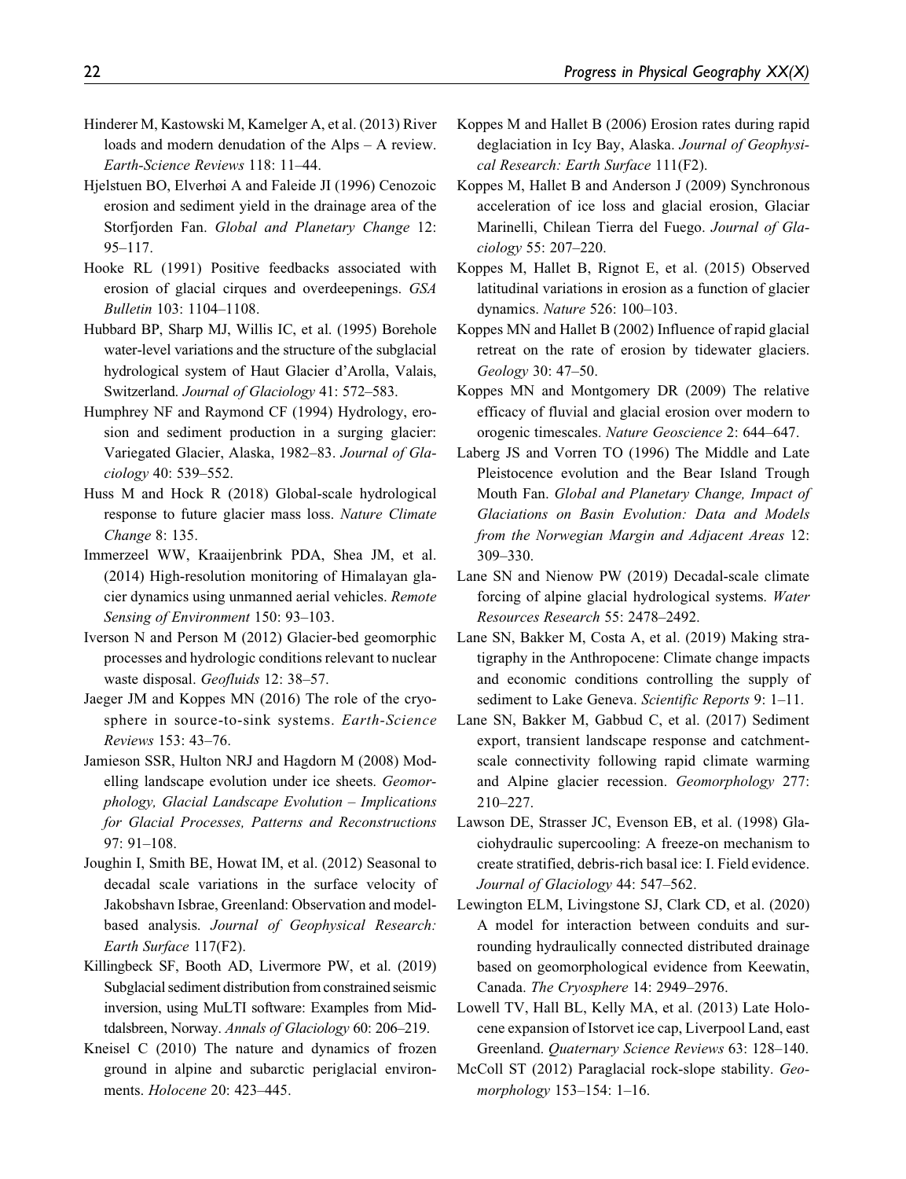Hinderer M, Kastowski M, Kamelger A, et al. (2013) River loads and modern denudation of the Alps – A review. *Earth-Science Reviews* 118: 11–44.

Hjelstuen BO, Elverhøi A and Faleide JI (1996) Cenozoic erosion and sediment yield in the drainage area of the Storfjorden Fan. *Global and Planetary Change* 12: 95–117.

Hooke RL (1991) Positive feedbacks associated with erosion of glacial cirques and overdeepenings. *GSA Bulletin* 103: 1104–1108.

Hubbard BP, Sharp MJ, Willis IC, et al. (1995) Borehole water-level variations and the structure of the subglacial hydrological system of Haut Glacier d'Arolla, Valais, Switzerland. *Journal of Glaciology* 41: 572–583.

Humphrey NF and Raymond CF (1994) Hydrology, erosion and sediment production in a surging glacier: Variegated Glacier, Alaska, 1982–83. *Journal of Glaciology* 40: 539–552.

Huss M and Hock R (2018) Global-scale hydrological response to future glacier mass loss. *Nature Climate Change* 8: 135.

Immerzeel WW, Kraaijenbrink PDA, Shea JM, et al. (2014) High-resolution monitoring of Himalayan glacier dynamics using unmanned aerial vehicles. *Remote Sensing of Environment* 150: 93–103.

Iverson N and Person M (2012) Glacier-bed geomorphic processes and hydrologic conditions relevant to nuclear waste disposal. *Geofluids* 12: 38–57.

Jaeger JM and Koppes MN (2016) The role of the cryosphere in source-to-sink systems. *Earth-Science Reviews* 153: 43–76.

Jamieson SSR, Hulton NRJ and Hagdorn M (2008) Modelling landscape evolution under ice sheets. *Geomorphology, Glacial Landscape Evolution – Implications for Glacial Processes, Patterns and Reconstructions* 97: 91–108.

Joughin I, Smith BE, Howat IM, et al. (2012) Seasonal to decadal scale variations in the surface velocity of Jakobshavn Isbrae, Greenland: Observation and model-based analysis. *Journal of Geophysical Research: Earth Surface* 117(F2).

Killingbeck SF, Booth AD, Livermore PW, et al. (2019) Subglacial sediment distribution from constrained seismic inversion, using MuLTI software: Examples from Midtdalsbreen, Norway. *Annals of Glaciology* 60: 206–219.

Kneisel C (2010) The nature and dynamics of frozen ground in alpine and subarctic periglacial environments. *Holocene* 20: 423–445.

Koppes M and Hallet B (2006) Erosion rates during rapid deglaciation in Icy Bay, Alaska. *Journal of Geophysical Research: Earth Surface* 111(F2).

Koppes M, Hallet B and Anderson J (2009) Synchronous acceleration of ice loss and glacial erosion, Glaciar Marinelli, Chilean Tierra del Fuego. *Journal of Glaciology* 55: 207–220.

Koppes M, Hallet B, Rignot E, et al. (2015) Observed latitudinal variations in erosion as a function of glacier dynamics. *Nature* 526: 100–103.

Koppes MN and Hallet B (2002) Influence of rapid glacial retreat on the rate of erosion by tidewater glaciers. *Geology* 30: 47–50.

Koppes MN and Montgomery DR (2009) The relative efficacy of fluvial and glacial erosion over modern to orogenic timescales. *Nature Geoscience* 2: 644–647.

Laberg JS and Vorren TO (1996) The Middle and Late Pleistocene evolution and the Bear Island Trough Mouth Fan. *Global and Planetary Change, Impact of Glaciations on Basin Evolution: Data and Models from the Norwegian Margin and Adjacent Areas* 12: 309–330.

Lane SN and Nienow PW (2019) Decadal-scale climate forcing of alpine glacial hydrological systems. *Water Resources Research* 55: 2478–2492.

Lane SN, Bakker M, Costa A, et al. (2019) Making stratigraphy in the Anthropocene: Climate change impacts and economic conditions controlling the supply of sediment to Lake Geneva. *Scientific Reports* 9: 1–11.

Lane SN, Bakker M, Gabbud C, et al. (2017) Sediment export, transient landscape response and catchment-scale connectivity following rapid climate warming and Alpine glacier recession. *Geomorphology* 277: 210–227.

Lawson DE, Strasser JC, Evenson EB, et al. (1998) Glaciohydraulic supercooling: A freeze-on mechanism to create stratified, debris-rich basal ice: I. Field evidence. *Journal of Glaciology* 44: 547–562.

Lewington ELM, Livingstone SJ, Clark CD, et al. (2020) A model for interaction between conduits and surrounding hydraulically connected distributed drainage based on geomorphological evidence from Keewatin, Canada. *The Cryosphere* 14: 2949–2976.

Lowell TV, Hall BL, Kelly MA, et al. (2013) Late Holocene expansion of Istorvet ice cap, Liverpool Land, east Greenland. *Quaternary Science Reviews* 63: 128–140.

McColl ST (2012) Paraglacial rock-slope stability. *Geomorphology* 153–154: 1–16.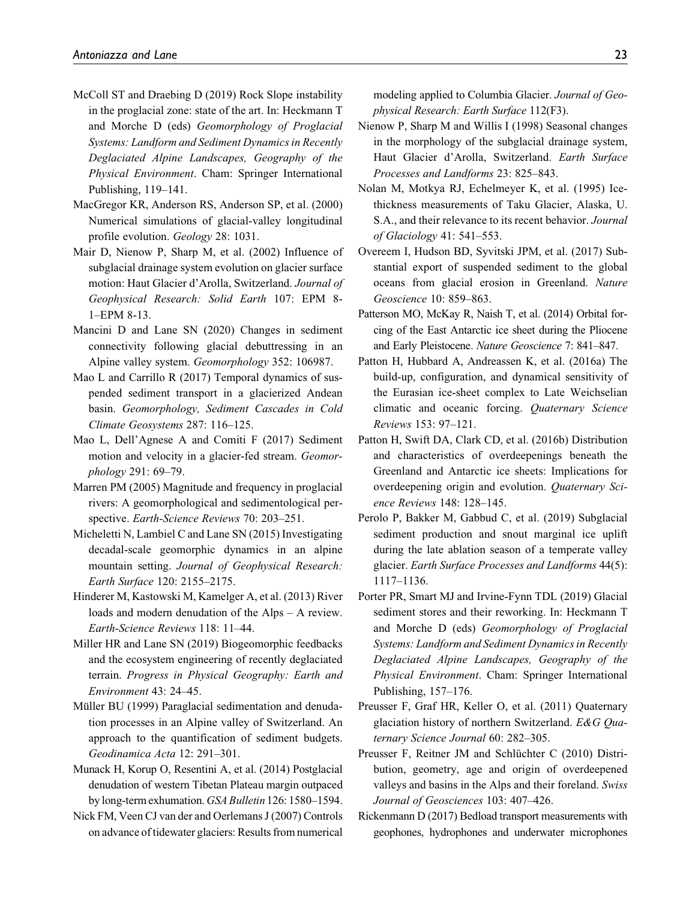McColl ST and Draebing D (2019) Rock Slope instability in the proglacial zone: state of the art. In: Heckmann T and Morche D (eds) *Geomorphology of Proglacial Systems: Landform and Sediment Dynamics in Recently Deglaciated Alpine Landscapes, Geography of the Physical Environment*. Cham: Springer International Publishing, 119–141.

MacGregor KR, Anderson RS, Anderson SP, et al. (2000) Numerical simulations of glacial-valley longitudinal profile evolution. *Geology* 28: 1031.

Mair D, Nienow P, Sharp M, et al. (2002) Influence of subglacial drainage system evolution on glacier surface motion: Haut Glacier d'Arolla, Switzerland. *Journal of Geophysical Research: Solid Earth* 107: EPM 8-1–EPM 8-13.

Mancini D and Lane SN (2020) Changes in sediment connectivity following glacial debuttressing in an Alpine valley system. *Geomorphology* 352: 106987.

Mao L and Carrillo R (2017) Temporal dynamics of suspended sediment transport in a glacierized Andean basin. *Geomorphology, Sediment Cascades in Cold Climate Geosystems* 287: 116–125.

Mao L, Dell'Agnese A and Comiti F (2017) Sediment motion and velocity in a glacier-fed stream. *Geomorphology* 291: 69–79.

Marren PM (2005) Magnitude and frequency in proglacial rivers: A geomorphological and sedimentological perspective. *Earth-Science Reviews* 70: 203–251.

Micheletti N, Lambiel C and Lane SN (2015) Investigating decadal-scale geomorphic dynamics in an alpine mountain setting. *Journal of Geophysical Research: Earth Surface* 120: 2155–2175.

Hinderer M, Kastowski M, Kamelger A, et al. (2013) River loads and modern denudation of the Alps – A review. *Earth-Science Reviews* 118: 11–44.

Miller HR and Lane SN (2019) Biogeomorphic feedbacks and the ecosystem engineering of recently deglaciated terrain. *Progress in Physical Geography: Earth and Environment* 43: 24–45.

Müller BU (1999) Paraglacial sedimentation and denudation processes in an Alpine valley of Switzerland. An approach to the quantification of sediment budgets. *Geodinamica Acta* 12: 291–301.

Munack H, Korup O, Resentini A, et al. (2014) Postglacial denudation of western Tibetan Plateau margin outpaced by long-term exhumation. *GSA Bulletin* 126: 1580–1594.

Nick FM, Veen CJ van der and Oerlemans J (2007) Controls on advance of tidewater glaciers: Results from numerical modeling applied to Columbia Glacier. *Journal of Geophysical Research: Earth Surface* 112(F3).

Nienow P, Sharp M and Willis I (1998) Seasonal changes in the morphology of the subglacial drainage system, Haut Glacier d'Arolla, Switzerland. *Earth Surface Processes and Landforms* 23: 825–843.

Nolan M, Motkya RJ, Echelmeyer K, et al. (1995) Ice-thickness measurements of Taku Glacier, Alaska, U.S.A., and their relevance to its recent behavior. *Journal of Glaciology* 41: 541–553.

Overeem I, Hudson BD, Syvitski JPM, et al. (2017) Substantial export of suspended sediment to the global oceans from glacial erosion in Greenland. *Nature Geoscience* 10: 859–863.

Patterson MO, McKay R, Naish T, et al. (2014) Orbital forcing of the East Antarctic ice sheet during the Pliocene and Early Pleistocene. *Nature Geoscience* 7: 841–847.

Patton H, Hubbard A, Andreassen K, et al. (2016a) The build-up, configuration, and dynamical sensitivity of the Eurasian ice-sheet complex to Late Weichselian climatic and oceanic forcing. *Quaternary Science Reviews* 153: 97–121.

Patton H, Swift DA, Clark CD, et al. (2016b) Distribution and characteristics of overdeepenings beneath the Greenland and Antarctic ice sheets: Implications for overdeepening origin and evolution. *Quaternary Science Reviews* 148: 128–145.

Perolo P, Bakker M, Gabbud C, et al. (2019) Subglacial sediment production and snout marginal ice uplift during the late ablation season of a temperate valley glacier. *Earth Surface Processes and Landforms* 44(5): 1117–1136.

Porter PR, Smart MJ and Irvine-Fynn TDL (2019) Glacial sediment stores and their reworking. In: Heckmann T and Morche D (eds) *Geomorphology of Proglacial Systems: Landform and Sediment Dynamics in Recently Deglaciated Alpine Landscapes, Geography of the Physical Environment*. Cham: Springer International Publishing, 157–176.

Preusser F, Graf HR, Keller O, et al. (2011) Quaternary glaciation history of northern Switzerland. *E&G Quaternary Science Journal* 60: 282–305.

Preusser F, Reitner JM and Schlüchter C (2010) Distribution, geometry, age and origin of overdeepened valleys and basins in the Alps and their foreland. *Swiss Journal of Geosciences* 103: 407–426.

Rickenmann D (2017) Bedload transport measurements with geophones, hydrophones and underwater microphones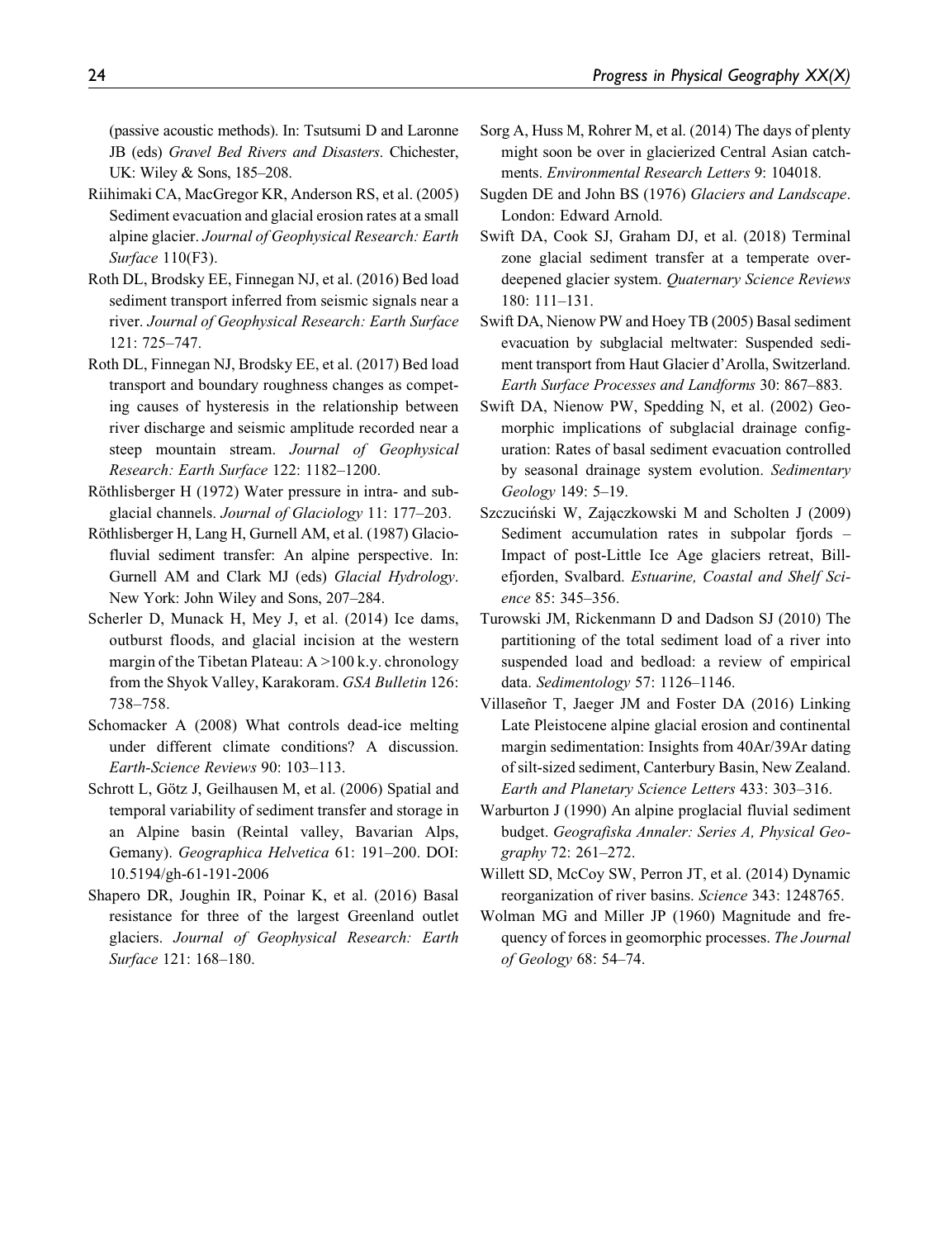(passive acoustic methods). In: Tsutsumi D and Laronne JB (eds) *Gravel Bed Rivers and Disasters*. Chichester, UK: Wiley & Sons, 185–208.

Riihimaki CA, MacGregor KR, Anderson RS, et al. (2005) Sediment evacuation and glacial erosion rates at a small alpine glacier. *Journal of Geophysical Research: Earth Surface* 110(F3).

Roth DL, Brodsky EE, Finnegan NJ, et al. (2016) Bed load sediment transport inferred from seismic signals near a river. *Journal of Geophysical Research: Earth Surface* 121: 725–747.

Roth DL, Finnegan NJ, Brodsky EE, et al. (2017) Bed load transport and boundary roughness changes as competing causes of hysteresis in the relationship between river discharge and seismic amplitude recorded near a steep mountain stream. *Journal of Geophysical Research: Earth Surface* 122: 1182–1200.

Röthlisberger H (1972) Water pressure in intra- and subglacial channels. *Journal of Glaciology* 11: 177–203.

Röthlisberger H, Lang H, Gurnell AM, et al. (1987) Glaciofluvial sediment transfer: An alpine perspective. In: Gurnell AM and Clark MJ (eds) *Glacial Hydrology*. New York: John Wiley and Sons, 207–284.

Scherler D, Munack H, Mey J, et al. (2014) Ice dams, outburst floods, and glacial incision at the western margin of the Tibetan Plateau: A >100 k.y. chronology from the Shyok Valley, Karakoram. *GSA Bulletin* 126: 738–758.

Schomacker A (2008) What controls dead-ice melting under different climate conditions? A discussion. *Earth-Science Reviews* 90: 103–113.

Schrott L, Götz J, Geilhausen M, et al. (2006) Spatial and temporal variability of sediment transfer and storage in an Alpine basin (Reintal valley, Bavarian Alps, Gemany). *Geographica Helvetica* 61: 191–200. DOI: 10.5194/gh-61-191-2006

Shapero DR, Joughin IR, Poinar K, et al. (2016) Basal resistance for three of the largest Greenland outlet glaciers. *Journal of Geophysical Research: Earth Surface* 121: 168–180.

Sorg A, Huss M, Rohrer M, et al. (2014) The days of plenty might soon be over in glacierized Central Asian catchments. *Environmental Research Letters* 9: 104018.

Sugden DE and John BS (1976) *Glaciers and Landscape*. London: Edward Arnold.

Swift DA, Cook SJ, Graham DJ, et al. (2018) Terminal zone glacial sediment transfer at a temperate overdeepened glacier system. *Quaternary Science Reviews* 180: 111–131.

Swift DA, Nienow PW and Hoey TB (2005) Basal sediment evacuation by subglacial meltwater: Suspended sediment transport from Haut Glacier d'Arolla, Switzerland. *Earth Surface Processes and Landforms* 30: 867–883.

Swift DA, Nienow PW, Spedding N, et al. (2002) Geomorphic implications of subglacial drainage configuration: Rates of basal sediment evacuation controlled by seasonal drainage system evolution. *Sedimentary Geology* 149: 5–19.

Szczuciński W, Zajączkowski M and Scholten J (2009) Sediment accumulation rates in subpolar fjords – Impact of post-Little Ice Age glaciers retreat, Billefjorden, Svalbard. *Estuarine, Coastal and Shelf Science* 85: 345–356.

Turowski JM, Rickenmann D and Dadson SJ (2010) The partitioning of the total sediment load of a river into suspended load and bedload: a review of empirical data. *Sedimentology* 57: 1126–1146.

Villaseñor T, Jaeger JM and Foster DA (2016) Linking Late Pleistocene alpine glacial erosion and continental margin sedimentation: Insights from 40Ar/39Ar dating of silt-sized sediment, Canterbury Basin, New Zealand. *Earth and Planetary Science Letters* 433: 303–316.

Warburton J (1990) An alpine proglacial fluvial sediment budget. *Geografiska Annaler: Series A, Physical Geography* 72: 261–272.

Willett SD, McCoy SW, Perron JT, et al. (2014) Dynamic reorganization of river basins. *Science* 343: 1248765.

Wolman MG and Miller JP (1960) Magnitude and frequency of forces in geomorphic processes. *The Journal of Geology* 68: 54–74.